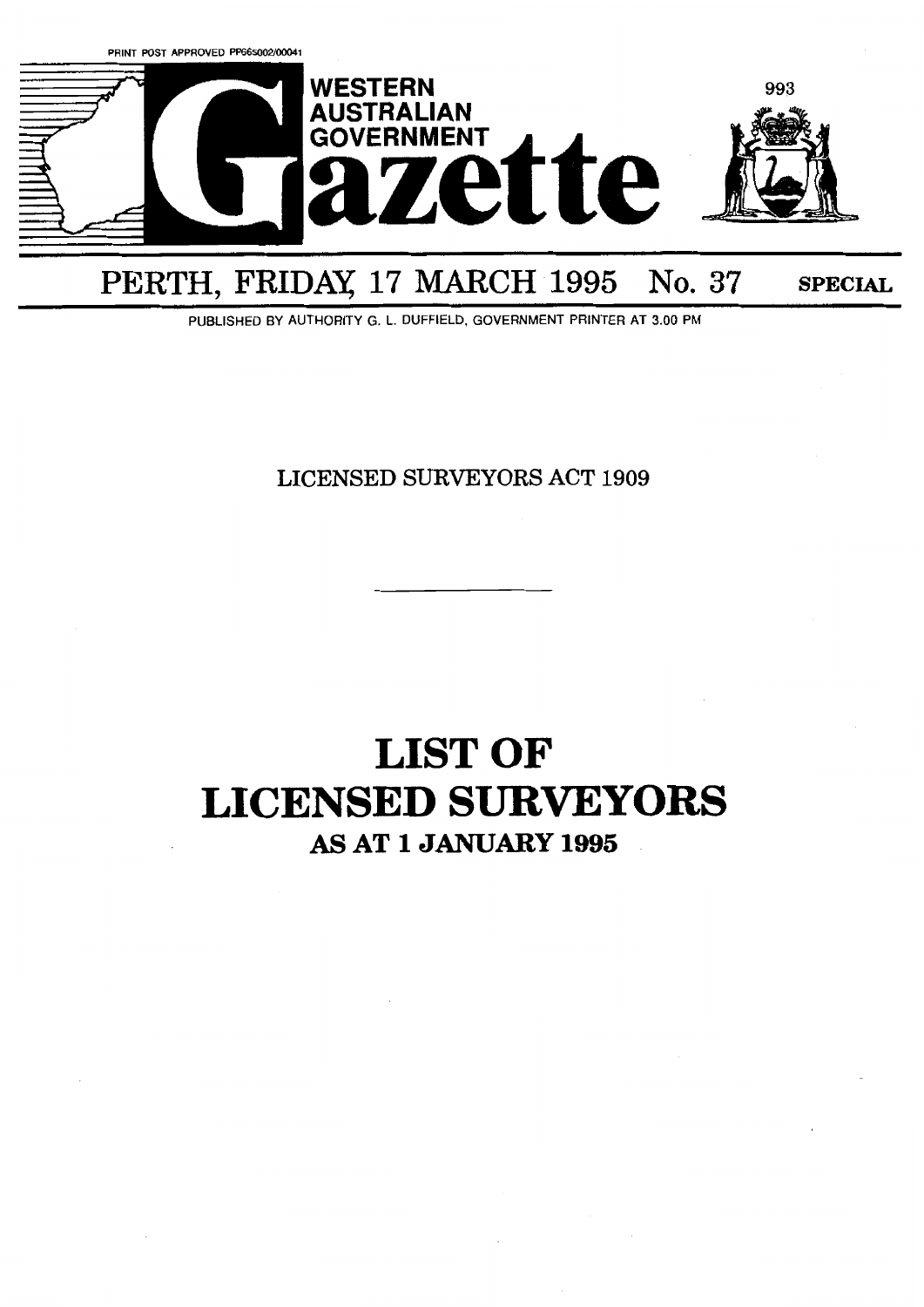PRINT POST APPROVED PP665002/00041

# WESTERN AUSTRALIAN GOVERNMENT Gazette

## PERTH, FRIDAY, 17 MARCH 1995 No. 37 SPECIAL

PUBLISHED BY AUTHORITY G. L. DUFFIELD, GOVERNMENT PRINTER AT 3.00 PM

LICENSED SURVEYORS ACT 1909

---

# LIST OF LICENSED SURVEYORS

## AS AT 1 JANUARY 1995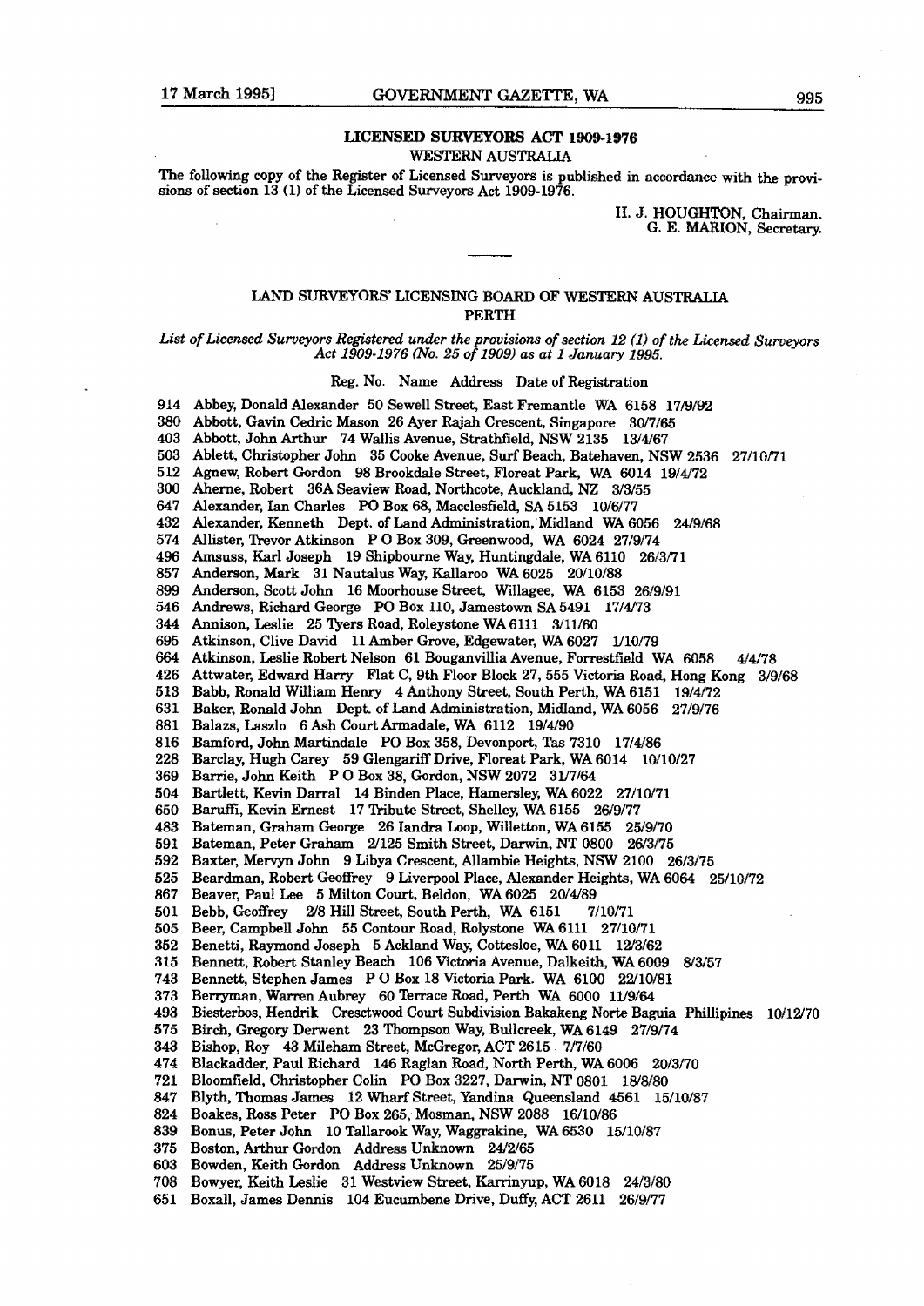## LICENSED SURVEYORS ACT 1909-1976

WESTERN AUSTRALIA

The following copy of the Register of Licensed Surveyors is published in accordance with the provisions of section 13 (1) of the Licensed Surveyors Act 1909-1976.

H. J. HOUGHTON, Chairman.
G. E. MARION, Secretary.

---

## LAND SURVEYORS' LICENSING BOARD OF WESTERN AUSTRALIA PERTH

*List of Licensed Surveyors Registered under the provisions of section 12 (1) of the Licensed Surveyors Act 1909-1976 (No. 25 of 1909) as at 1 January 1995.*

Reg. No. Name Address Date of Registration

914 Abbey, Donald Alexander 50 Sewell Street, East Fremantle WA 6158 17/9/92
380 Abbott, Gavin Cedric Mason 26 Ayer Rajah Crescent, Singapore 30/7/65
403 Abbott, John Arthur 74 Wallis Avenue, Strathfield, NSW 2135 13/4/67
503 Ablett, Christopher John 35 Cooke Avenue, Surf Beach, Batehaven, NSW 2536 27/10/71
512 Agnew, Robert Gordon 98 Brookdale Street, Floreat Park, WA 6014 19/4/72
300 Aherne, Robert 36A Seaview Road, Northcote, Auckland, NZ 3/3/55
647 Alexander, Ian Charles PO Box 68, Macclesfield, SA 5153 10/6/77
432 Alexander, Kenneth Dept. of Land Administration, Midland WA 6056 24/9/68
574 Allister, Trevor Atkinson P O Box 309, Greenwood, WA 6024 27/9/74
496 Amsuss, Karl Joseph 19 Shipbourne Way, Huntingdale, WA 6110 26/3/71
857 Anderson, Mark 31 Nautalus Way, Kallaroo WA 6025 20/10/88
899 Anderson, Scott John 16 Moorhouse Street, Willagee, WA 6153 26/9/91
546 Andrews, Richard George PO Box 110, Jamestown SA 5491 17/4/73
344 Annison, Leslie 25 Tyers Road, Roleystone WA 6111 3/11/60
695 Atkinson, Clive David 11 Amber Grove, Edgewater, WA 6027 1/10/79
664 Atkinson, Leslie Robert Nelson 61 Bouganvillia Avenue, Forrestfield WA 6058 4/4/78
426 Attwater, Edward Harry Flat C, 9th Floor Block 27, 555 Victoria Road, Hong Kong 3/9/68
513 Babb, Ronald William Henry 4 Anthony Street, South Perth, WA 6151 19/4/72
631 Baker, Ronald John Dept. of Land Administration, Midland, WA 6056 27/9/76
881 Balazs, Laszlo 6 Ash Court Armadale, WA 6112 19/4/90
816 Bamford, John Martindale PO Box 358, Devonport, Tas 7310 17/4/86
228 Barclay, Hugh Carey 59 Glengariff Drive, Floreat Park, WA 6014 10/10/27
369 Barrie, John Keith P O Box 38, Gordon, NSW 2072 31/7/64
504 Bartlett, Kevin Darral 14 Binden Place, Hamersley, WA 6022 27/10/71
650 Baruffi, Kevin Ernest 17 Tribute Street, Shelley, WA 6155 26/9/77
483 Bateman, Graham George 26 Iandra Loop, Willetton, WA 6155 25/9/70
591 Bateman, Peter Graham 2/125 Smith Street, Darwin, NT 0800 26/3/75
592 Baxter, Mervyn John 9 Libya Crescent, Allambie Heights, NSW 2100 26/3/75
525 Beardman, Robert Geoffrey 9 Liverpool Place, Alexander Heights, WA 6064 25/10/72
867 Beaver, Paul Lee 5 Milton Court, Beldon, WA 6025 20/4/89
501 Bebb, Geoffrey 2/8 Hill Street, South Perth, WA 6151 7/10/71
505 Beer, Campbell John 55 Contour Road, Rolystone WA 6111 27/10/71
352 Benetti, Raymond Joseph 5 Ackland Way, Cottesloe, WA 6011 12/3/62
315 Bennett, Robert Stanley Beach 106 Victoria Avenue, Dalkeith, WA 6009 8/3/57
743 Bennett, Stephen James P O Box 18 Victoria Park. WA 6100 22/10/81
373 Berryman, Warren Aubrey 60 Terrace Road, Perth WA 6000 11/9/64
493 Biesterbos, Hendrik Cresctwood Court Subdivision Bakakeng Norte Baguia Phillipines 10/12/70
575 Birch, Gregory Derwent 23 Thompson Way, Bullcreek, WA 6149 27/9/74
343 Bishop, Roy 43 Mileham Street, McGregor, ACT 2615 7/7/60
474 Blackadder, Paul Richard 146 Raglan Road, North Perth, WA 6006 20/3/70
721 Bloomfield, Christopher Colin PO Box 3227, Darwin, NT 0801 18/8/80
847 Blyth, Thomas James 12 Wharf Street, Yandina Queensland 4561 15/10/87
824 Boakes, Ross Peter PO Box 265, Mosman, NSW 2088 16/10/86
839 Bonus, Peter John 10 Tallarook Way, Waggrakine, WA 6530 15/10/87
375 Boston, Arthur Gordon Address Unknown 24/2/65
603 Bowden, Keith Gordon Address Unknown 25/9/75
708 Bowyer, Keith Leslie 31 Westview Street, Karrinyup, WA 6018 24/3/80
651 Boxall, James Dennis 104 Eucumbene Drive, Duffy, ACT 2611 26/9/77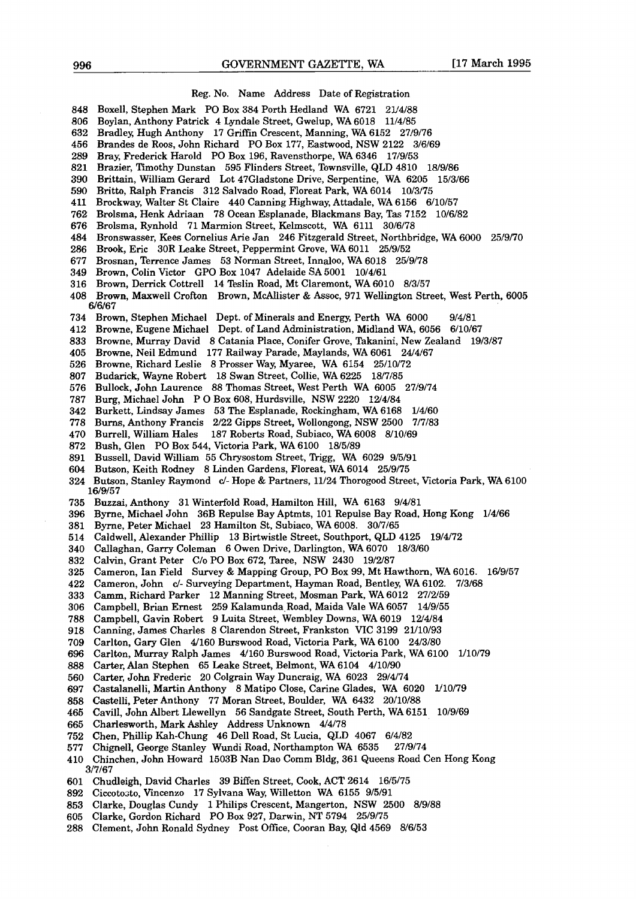| Reg. No. | Name | Address | Date of Registration |
|---|---|---|---|
| 848 | Boxell, Stephen Mark | PO Box 384 Porth Hedland WA 6721 | 21/4/88 |
| 806 | Boylan, Anthony Patrick | 4 Lyndale Street, Gwelup, WA 6018 | 11/4/85 |
| 632 | Bradley, Hugh Anthony | 17 Griffin Crescent, Manning, WA 6152 | 27/9/76 |
| 456 | Brandes de Roos, John Richard | PO Box 177, Eastwood, NSW 2122 | 3/6/69 |
| 289 | Bray, Frederick Harold | PO Box 196, Ravensthorpe, WA 6346 | 17/9/53 |
| 821 | Brazier, Timothy Dunstan | 595 Flinders Street, Townsville, QLD 4810 | 18/9/86 |
| 390 | Brittain, William Gerard | Lot 47Gladstone Drive, Serpentine, WA 6205 | 15/3/66 |
| 590 | Britto, Ralph Francis | 312 Salvado Road, Floreat Park, WA 6014 | 10/3/75 |
| 411 | Brockway, Walter St Claire | 440 Canning Highway, Attadale, WA 6156 | 6/10/57 |
| 762 | Brolsma, Henk Adriaan | 78 Ocean Esplanade, Blackmans Bay, Tas 7152 | 10/6/82 |
| 676 | Brolsma, Rynhold | 71 Marmion Street, Kelmscott, WA 6111 | 30/6/78 |
| 484 | Bronswasser, Kees Cornelius Arie Jan | 246 Fitzgerald Street, Northbridge, WA 6000 | 25/9/70 |
| 286 | Brook, Eric | 30R Leake Street, Peppermint Grove, WA 6011 | 25/9/52 |
| 677 | Brosnan, Terrence James | 53 Norman Street, Innaloo, WA 6018 | 25/9/78 |
| 349 | Brown, Colin Victor | GPO Box 1047 Adelaide SA 5001 | 10/4/61 |
| 316 | Brown, Derrick Cottrell | 14 Teslin Road, Mt Claremont, WA 6010 | 8/3/57 |
| 408 | Brown, Maxwell Crofton | Brown, McAllister & Assoc, 971 Wellington Street, West Perth, 6005 | 6/6/67 |
| 734 | Brown, Stephen Michael | Dept. of Minerals and Energy, Perth WA 6000 | 9/4/81 |
| 412 | Browne, Eugene Michael | Dept. of Land Administration, Midland WA, 6056 | 6/10/67 |
| 833 | Browne, Murray David | 8 Catania Place, Conifer Grove, Takanini, New Zealand | 19/3/87 |
| 405 | Browne, Neil Edmund | 177 Railway Parade, Maylands, WA 6061 | 24/4/67 |
| 526 | Browne, Richard Leslie | 8 Prosser Way, Myaree, WA 6154 | 25/10/72 |
| 807 | Budarick, Wayne Robert | 18 Swan Street, Collie, WA 6225 | 18/7/85 |
| 576 | Bullock, John Laurence | 88 Thomas Street, West Perth WA 6005 | 27/9/74 |
| 787 | Burg, Michael John | P O Box 608, Hurdsville, NSW 2220 | 12/4/84 |
| 342 | Burkett, Lindsay James | 53 The Esplanade, Rockingham, WA 6168 | 1/4/60 |
| 778 | Burns, Anthony Francis | 2/22 Gipps Street, Wollongong, NSW 2500 | 7/7/83 |
| 470 | Burrell, William Hales | 187 Roberts Road, Subiaco, WA 6008 | 8/10/69 |
| 872 | Bush, Glen | PO Box 544, Victoria Park, WA 6100 | 18/5/89 |
| 891 | Bussell, David William | 55 Chrysostom Street, Trigg, WA 6029 | 9/5/91 |
| 604 | Butson, Keith Rodney | 8 Linden Gardens, Floreat, WA 6014 | 25/9/75 |
| 324 | Butson, Stanley Raymond | c/- Hope & Partners, 11/24 Thorogood Street, Victoria Park, WA 6100 | 16/9/57 |
| 735 | Buzzai, Anthony | 31 Winterfold Road, Hamilton Hill, WA 6163 | 9/4/81 |
| 396 | Byrne, Michael John | 36B Repulse Bay Aptmts, 101 Repulse Bay Road, Hong Kong | 1/4/66 |
| 381 | Byrne, Peter Michael | 23 Hamilton St, Subiaco, WA 6008. | 30/7/65 |
| 514 | Caldwell, Alexander Phillip | 13 Birtwistle Street, Southport, QLD 4125 | 19/4/72 |
| 340 | Callaghan, Garry Coleman | 6 Owen Drive, Darlington, WA 6070 | 18/3/60 |
| 832 | Calvin, Grant Peter | C/o PO Box 672, Taree, NSW 2430 | 19/2/87 |
| 325 | Cameron, Ian Field | Survey & Mapping Group, PO Box 99, Mt Hawthorn, WA 6016. | 16/9/57 |
| 422 | Cameron, John | c/- Surveying Department, Hayman Road, Bentley, WA 6102. | 7/3/68 |
| 333 | Camm, Richard Parker | 12 Manning Street, Mosman Park, WA 6012 | 27/2/59 |
| 306 | Campbell, Brian Ernest | 259 Kalamunda Road, Maida Vale WA 6057 | 14/9/55 |
| 788 | Campbell, Gavin Robert | 9 Luita Street, Wembley Downs, WA 6019 | 12/4/84 |
| 918 | Canning, James Charles | 8 Clarendon Street, Frankston VIC 3199 | 21/10/93 |
| 709 | Carlton, Gary Glen | 4/160 Burswood Road, Victoria Park, WA 6100 | 24/3/80 |
| 696 | Carlton, Murray Ralph James | 4/160 Burswood Road, Victoria Park, WA 6100 | 1/10/79 |
| 888 | Carter, Alan Stephen | 65 Leake Street, Belmont, WA 6104 | 4/10/90 |
| 560 | Carter, John Frederic | 20 Colgrain Way Duncraig, WA 6023 | 29/4/74 |
| 697 | Castalanelli, Martin Anthony | 8 Matipo Close, Carine Glades, WA 6020 | 1/10/79 |
| 858 | Castelli, Peter Anthony | 77 Moran Street, Boulder, WA 6432 | 20/10/88 |
| 465 | Cavill, John Albert Llewellyn | 56 Sandgate Street, South Perth, WA 6151 | 10/9/69 |
| 665 | Charlesworth, Mark Ashley | Address Unknown | 4/4/78 |
| 752 | Chen, Phillip Kah-Chung | 46 Dell Road, St Lucia, QLD 4067 | 6/4/82 |
| 577 | Chignell, George Stanley | Wundi Road, Northampton WA 6535 | 27/9/74 |
| 410 | Chinchen, John Howard | 1503B Nan Dao Comm Bldg, 361 Queens Road Cen Hong Kong | 3/7/67 |
| 601 | Chudleigh, David Charles | 39 Biffen Street, Cook, ACT 2614 | 16/5/75 |
| 892 | Ciccotosto, Vincenzo | 17 Sylvana Way, Willetton WA 6155 | 9/5/91 |
| 853 | Clarke, Douglas Cundy | 1 Philips Crescent, Mangerton, NSW 2500 | 8/9/88 |
| 605 | Clarke, Gordon Richard | PO Box 927, Darwin, NT 5794 | 25/9/75 |
| 288 | Clement, John Ronald Sydney | Post Office, Cooran Bay, Qld 4569 | 8/6/53 |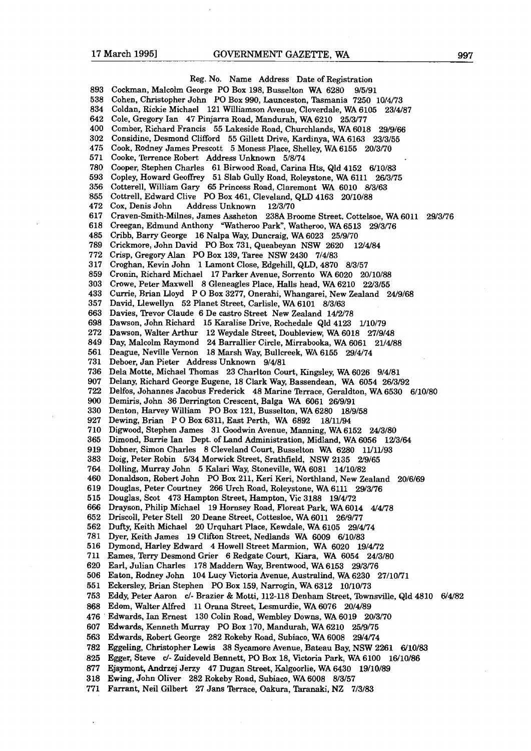| Reg. No. | Name | Address | Date of Registration |
|---|---|---|---|
| 893 | Cockman, Malcolm George | PO Box 198, Busselton WA 6280 | 9/5/91 |
| 538 | Cohen, Christopher John | PO Box 990, Launceston, Tasmania 7250 | 10/4/73 |
| 834 | Coldan, Rickie Michael | 121 Williamson Avenue, Cloverdale, WA 6105 | 23/4/87 |
| 642 | Cole, Gregory Ian | 47 Pinjarra Road, Mandurah, WA 6210 | 25/3/77 |
| 400 | Comber, Richard Francis | 55 Lakeside Road, Churchlands, WA 6018 | 29/9/66 |
| 302 | Considine, Desmond Clifford | 55 Gillett Drive, Kardinya, WA 6163 | 23/3/55 |
| 475 | Cook, Rodney James Prescott | 5 Moness Place, Shelley, WA 6155 | 20/3/70 |
| 571 | Cooke, Terrence Robert | Address Unknown | 5/8/74 |
| 780 | Cooper, Stephen Charles | 61 Birwood Road, Carina Hts, Qld 4152 | 6/10/83 |
| 593 | Copley, Howard Geoffrey | 51 Slab Gully Road, Roleystone, WA 6111 | 26/3/75 |
| 356 | Cotterell, William Gary | 65 Princess Road, Claremont WA 6010 | 8/3/63 |
| 855 | Cottrell, Edward Clive | PO Box 461, Cleveland, QLD 4163 | 20/10/88 |
| 472 | Cox, Denis John | Address Unknown | 12/3/70 |
| 617 | Craven-Smith-Milnes, James Assheton | 238A Broome Street, Cottelsoe, WA 6011 | 29/3/76 |
| 618 | Creegan, Edmund Anthony | "Watheroo Park", Watheroo, WA 6513 | 29/3/76 |
| 485 | Cribb, Barry George | 16 Nalpa Way, Duncraig, WA 6023 | 25/9/70 |
| 789 | Crickmore, John David | PO Box 731, Queabeyan NSW 2620 | 12/4/84 |
| 772 | Crisp, Gregory Alan | PO Box 139, Taree NSW 2430 | 7/4/83 |
| 317 | Croghan, Kevin John | 1 Lamont Close, Edgehill, QLD, 4870 | 8/3/57 |
| 859 | Cronin, Richard Michael | 17 Parker Avenue, Sorrento WA 6020 | 20/10/88 |
| 303 | Crowe, Peter Maxwell | 8 Gleneagles Place, Halls head, WA 6210 | 22/3/55 |
| 433 | Currie, Brian Lloyd | P O Box 3277, Onerahi, Whangarei, New Zealand | 24/9/68 |
| 357 | David, Llewellyn | 52 Planet Street, Carlisle, WA 6101 | 8/3/63 |
| 663 | Davies, Trevor Claude | 6 De castro Street New Zealand | 14/2/78 |
| 698 | Dawson, John Richard | 15 Karalise Drive, Rochedale Qld 4123 | 1/10/79 |
| 272 | Dawson, Walter Arthur | 12 Weydale Street, Doubleview, WA 6018 | 27/9/48 |
| 849 | Day, Malcolm Raymond | 24 Barrallier Circle, Mirrabooka, WA 6061 | 21/4/88 |
| 561 | Deague, Neville Vernon | 18 Marsh Way, Bullcreek, WA 6155 | 29/4/74 |
| 731 | Deboer, Jan Pieter | Address Unknown | 9/4/81 |
| 736 | Dela Motte, Michael Thomas | 23 Charlton Court, Kingsley, WA 6026 | 9/4/81 |
| 907 | Delany, Richard George Eugene, | 18 Clark Way, Bassendean, WA 6054 | 26/3/92 |
| 722 | Delfos, Johannes Jacobus Frederick | 48 Marine Terrace, Geraldton, WA 6530 | 6/10/80 |
| 900 | Demiris, John | 36 Derrington Crescent, Balga WA 6061 | 26/9/91 |
| 330 | Denton, Harvey William | PO Box 121, Busselton, WA 6280 | 18/9/58 |
| 927 | Dewing, Brian | P O Box 6311, East Perth, WA 6892 | 18/11/94 |
| 710 | Digwood, Stephen James | 31 Goodwin Avenue, Manning, WA 6152 | 24/3/80 |
| 365 | Dimond, Barrie Ian | Dept. of Land Administration, Midland, WA 6056 | 12/3/64 |
| 919 | Dobner, Simon Charles | 8 Cleveland Court, Busselton WA 6280 | 11/11/93 |
| 383 | Doig, Peter Robin | 5/34 Morwick Street, Srathfield, NSW 2135 | 2/9/65 |
| 764 | Dolling, Murray John | 5 Kalari Way, Stoneville, WA 6081 | 14/10/82 |
| 460 | Donaldson, Robert John | PO Box 211, Keri Keri, Northland, New Zealand | 20/6/69 |
| 619 | Douglas, Peter Courtney | 266 Urch Road, Roleystone, WA 6111 | 29/3/76 |
| 515 | Douglas, Scot | 473 Hampton Street, Hampton, Vic 3188 | 19/4/72 |
| 666 | Drayson, Philip Michael | 19 Hornsey Road, Floreat Park, WA 6014 | 4/4/78 |
| 652 | Driscoll, Peter Stell | 20 Deane Street, Cottesloe, WA 6011 | 26/9/77 |
| 562 | Dufty, Keith Michael | 20 Urquhart Place, Kewdale, WA 6105 | 29/4/74 |
| 781 | Dyer, Keith James | 19 Clifton Street, Nedlands WA 6009 | 6/10/83 |
| 516 | Dymond, Harley Edward | 4 Howell Street Marmion, WA 6020 | 19/4/72 |
| 711 | Eames, Terry Desmond Grier | 6 Redgate Court, Kiara, WA 6054 | 24/3/80 |
| 620 | Earl, Julian Charles | 178 Maddern Way, Brentwood, WA 6153 | 29/3/76 |
| 506 | Eaton, Rodney John | 104 Lucy Victoria Avenue, Australind, WA 6230 | 27/10/71 |
| 551 | Eckersley, Brian Stephen | PO Box 159, Narrogin, WA 6312 | 10/10/73 |
| 753 | Eddy, Peter Aaron | c/- Brazier & Motti, 112-118 Denham Street, Townsville, Qld 4810 | 6/4/82 |
| 868 | Edom, Walter Alfred | 11 Orana Street, Lesmurdie, WA 6076 | 20/4/89 |
| 476 | Edwards, Ian Ernest | 130 Colin Road, Wembley Downs, WA 6019 | 20/3/70 |
| 607 | Edwards, Kenneth Murray | PO Box 170, Mandurah, WA 6210 | 25/9/75 |
| 563 | Edwards, Robert George | 282 Rokeby Road, Subiaco, WA 6008 | 29/4/74 |
| 782 | Eggeling, Christopher Lewis | 38 Sycamore Avenue, Bateau Bay, NSW 2261 | 6/10/83 |
| 825 | Egger, Steve | c/- Zuideveld Bennett, PO Box 18, Victoria Park, WA 6100 | 16/10/86 |
| 877 | Ejsymont, Andrzej Jerzy | 47 Dugan Street, Kalgoorlie, WA 6430 | 19/10/89 |
| 318 | Ewing, John Oliver | 282 Rokeby Road, Subiaco, WA 6008 | 8/3/57 |
| 771 | Farrant, Neil Gilbert | 27 Jans Terrace, Oakura, Taranaki, NZ | 7/3/83 |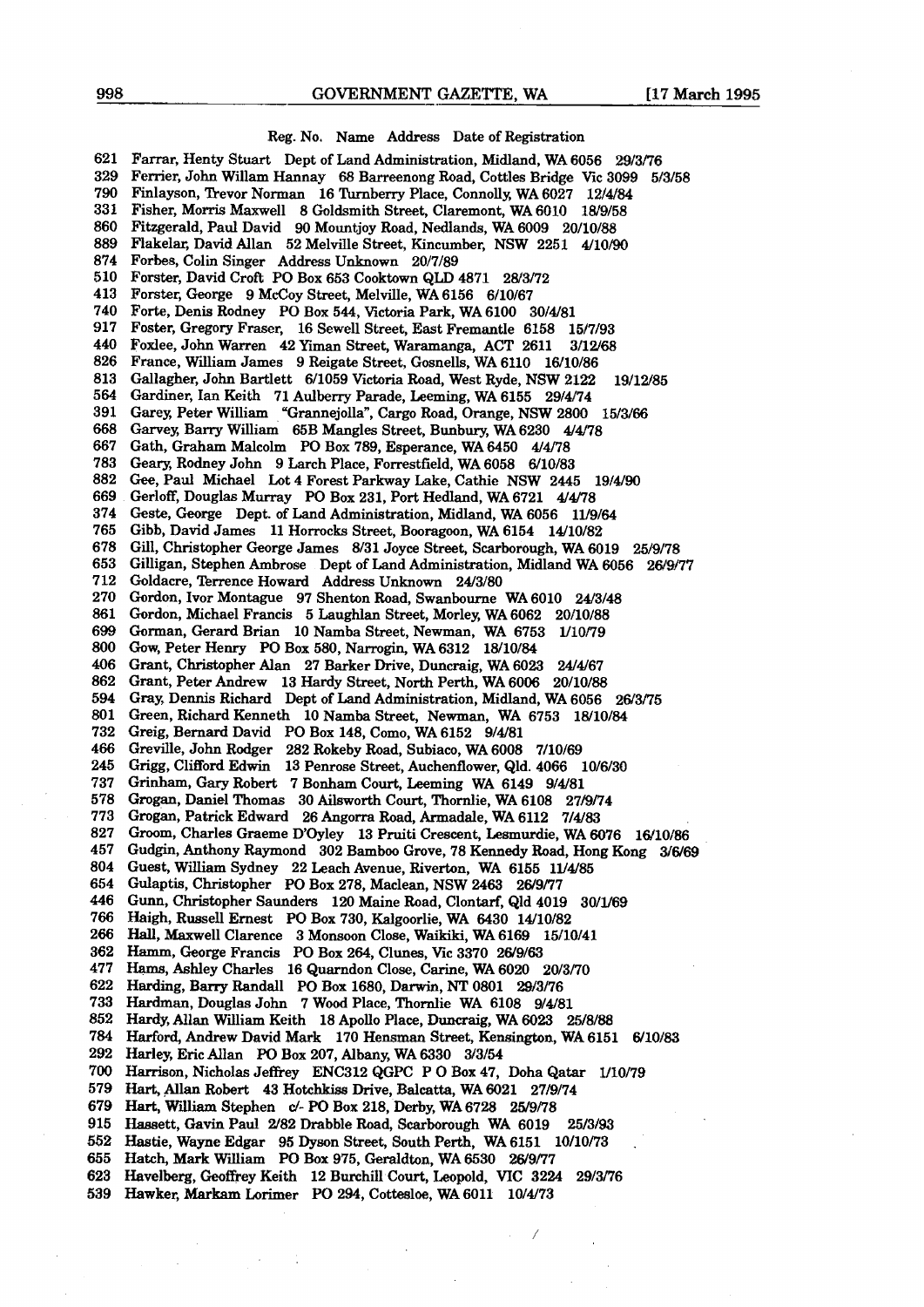Reg. No. Name Address Date of Registration

621 Farrar, Henty Stuart Dept of Land Administration, Midland, WA 6056 29/3/76
329 Ferrier, John Willam Hannay 68 Barreenong Road, Cottles Bridge Vic 3099 5/3/58
790 Finlayson, Trevor Norman 16 Turnberry Place, Connolly, WA 6027 12/4/84
331 Fisher, Morris Maxwell 8 Goldsmith Street, Claremont, WA 6010 18/9/58
860 Fitzgerald, Paul David 90 Mountjoy Road, Nedlands, WA 6009 20/10/88
889 Flakelar, David Allan 52 Melville Street, Kincumber, NSW 2251 4/10/90
874 Forbes, Colin Singer Address Unknown 20/7/89
510 Forster, David Croft PO Box 653 Cooktown QLD 4871 28/3/72
413 Forster, George 9 McCoy Street, Melville, WA 6156 6/10/67
740 Forte, Denis Rodney PO Box 544, Victoria Park, WA 6100 30/4/81
917 Foster, Gregory Fraser, 16 Sewell Street, East Fremantle 6158 15/7/93
440 Foxlee, John Warren 42 Yiman Street, Waramanga, ACT 2611 3/12/68
826 France, William James 9 Reigate Street, Gosnells, WA 6110 16/10/86
813 Gallagher, John Bartlett 6/1059 Victoria Road, West Ryde, NSW 2122 19/12/85
564 Gardiner, Ian Keith 71 Aulberry Parade, Leeming, WA 6155 29/4/74
391 Garey, Peter William "Grannejolla", Cargo Road, Orange, NSW 2800 15/3/66
668 Garvey, Barry William 65B Mangles Street, Bunbury, WA 6230 4/4/78
667 Gath, Graham Malcolm PO Box 789, Esperance, WA 6450 4/4/78
783 Geary, Rodney John 9 Larch Place, Forrestfield, WA 6058 6/10/83
882 Gee, Paul Michael Lot 4 Forest Parkway Lake, Cathie NSW 2445 19/4/90
669 Gerloff, Douglas Murray PO Box 231, Port Hedland, WA 6721 4/4/78
374 Geste, George Dept. of Land Administration, Midland, WA 6056 11/9/64
765 Gibb, David James 11 Horrocks Street, Booragoon, WA 6154 14/10/82
678 Gill, Christopher George James 8/31 Joyce Street, Scarborough, WA 6019 25/9/78
653 Gilligan, Stephen Ambrose Dept of Land Administration, Midland WA 6056 26/9/77
712 Goldacre, Terrence Howard Address Unknown 24/3/80
270 Gordon, Ivor Montague 97 Shenton Road, Swanbourne WA 6010 24/3/48
861 Gordon, Michael Francis 5 Laughlan Street, Morley, WA 6062 20/10/88
699 Gorman, Gerard Brian 10 Namba Street, Newman, WA 6753 1/10/79
800 Gow, Peter Henry PO Box 580, Narrogin, WA 6312 18/10/84
406 Grant, Christopher Alan 27 Barker Drive, Duncraig, WA 6023 24/4/67
862 Grant, Peter Andrew 13 Hardy Street, North Perth, WA 6006 20/10/88
594 Gray, Dennis Richard Dept of Land Administration, Midland, WA 6056 26/3/75
801 Green, Richard Kenneth 10 Namba Street, Newman, WA 6753 18/10/84
732 Greig, Bernard David PO Box 148, Como, WA 6152 9/4/81
466 Greville, John Rodger 282 Rokeby Road, Subiaco, WA 6008 7/10/69
245 Grigg, Clifford Edwin 13 Penrose Street, Auchenflower, Qld. 4066 10/6/30
737 Grinham, Gary Robert 7 Bonham Court, Leeming WA 6149 9/4/81
578 Grogan, Daniel Thomas 30 Ailsworth Court, Thornlie, WA 6108 27/9/74
773 Grogan, Patrick Edward 26 Angorra Road, Armadale, WA 6112 7/4/83
827 Groom, Charles Graeme D'Oyley 13 Pruiti Crescent, Lesmurdie, WA 6076 16/10/86
457 Gudgin, Anthony Raymond 302 Bamboo Grove, 78 Kennedy Road, Hong Kong 3/6/69
804 Guest, William Sydney 22 Leach Avenue, Riverton, WA 6155 11/4/85
654 Gulaptis, Christopher PO Box 278, Maclean, NSW 2463 26/9/77
446 Gunn, Christopher Saunders 120 Maine Road, Clontarf, Qld 4019 30/1/69
766 Haigh, Russell Ernest PO Box 730, Kalgoorlie, WA 6430 14/10/82
266 Hall, Maxwell Clarence 3 Monsoon Close, Waikiki, WA 6169 15/10/41
362 Hamm, George Francis PO Box 264, Clunes, Vic 3370 26/9/63
477 Hams, Ashley Charles 16 Quarndon Close, Carine, WA 6020 20/3/70
622 Harding, Barry Randall PO Box 1680, Darwin, NT 0801 29/3/76
733 Hardman, Douglas John 7 Wood Place, Thornlie WA 6108 9/4/81
852 Hardy, Allan William Keith 18 Apollo Place, Duncraig, WA 6023 25/8/88
784 Harford, Andrew David Mark 170 Hensman Street, Kensington, WA 6151 6/10/83
292 Harley, Eric Allan PO Box 207, Albany, WA 6330 3/3/54
700 Harrison, Nicholas Jeffrey ENC312 QGPC P O Box 47, Doha Qatar 1/10/79
579 Hart, Allan Robert 43 Hotchkiss Drive, Balcatta, WA 6021 27/9/74
679 Hart, William Stephen c/- PO Box 218, Derby, WA 6728 25/9/78
915 Hassett, Gavin Paul 2/82 Drabble Road, Scarborough WA 6019 25/3/93
552 Hastie, Wayne Edgar 95 Dyson Street, South Perth, WA 6151 10/10/73
655 Hatch, Mark William PO Box 975, Geraldton, WA 6530 26/9/77
623 Havelberg, Geoffrey Keith 12 Burchill Court, Leopold, VIC 3224 29/3/76
539 Hawker, Markam Lorimer PO 294, Cottesloe, WA 6011 10/4/73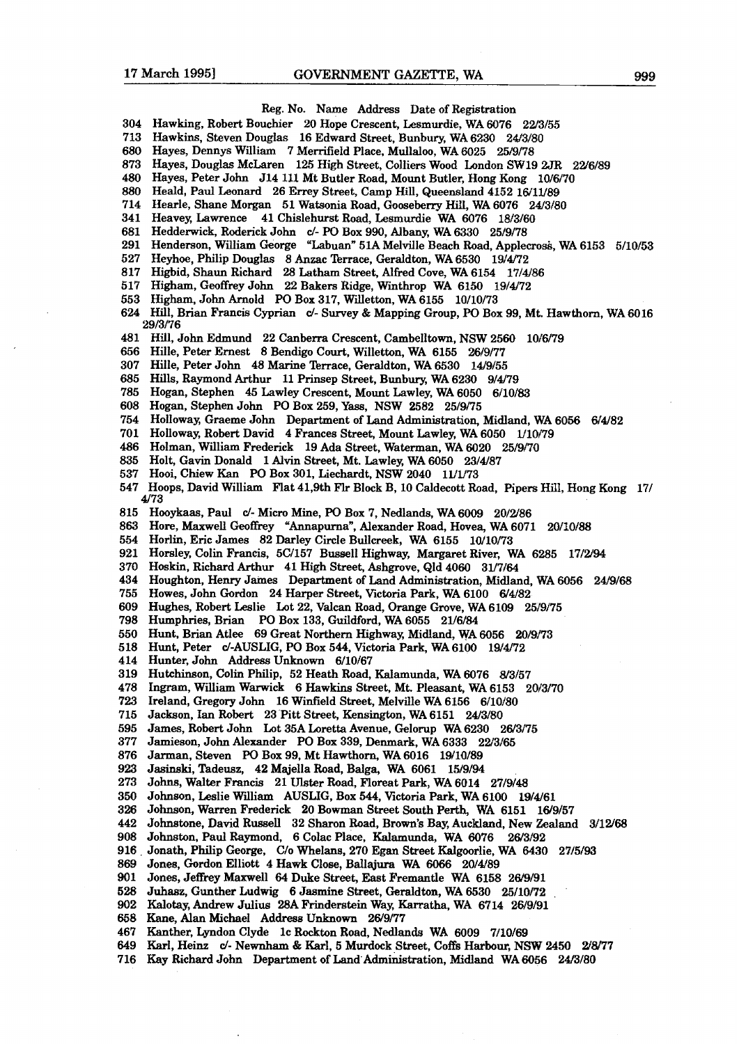Reg. No. Name Address Date of Registration

304 Hawking, Robert Bouchier 20 Hope Crescent, Lesmurdie, WA 6076 22/3/55
713 Hawkins, Steven Douglas 16 Edward Street, Bunbury, WA 6230 24/3/80
680 Hayes, Dennys William 7 Merrifield Place, Mullaloo, WA 6025 25/9/78
873 Hayes, Douglas McLaren 125 High Street, Colliers Wood London SW19 2JR 22/6/89
480 Hayes, Peter John J14 111 Mt Butler Road, Mount Butler, Hong Kong 10/6/70
880 Heald, Paul Leonard 26 Errey Street, Camp Hill, Queensland 4152 16/11/89
714 Hearle, Shane Morgan 51 Watsonia Road, Gooseberry Hill, WA 6076 24/3/80
341 Heavey, Lawrence 41 Chislehurst Road, Lesmurdie WA 6076 18/3/60
681 Hedderwick, Roderick John c/- PO Box 990, Albany, WA 6330 25/9/78
291 Henderson, William George "Labuan" 51A Melville Beach Road, Applecross, WA 6153 5/10/53
527 Heyhoe, Philip Douglas 8 Anzac Terrace, Geraldton, WA 6530 19/4/72
817 Higbid, Shaun Richard 28 Latham Street, Alfred Cove, WA 6154 17/4/86
517 Higham, Geoffrey John 22 Bakers Ridge, Winthrop WA 6150 19/4/72
553 Higham, John Arnold PO Box 317, Willetton, WA 6155 10/10/73
624 Hill, Brian Francis Cyprian c/- Survey & Mapping Group, PO Box 99, Mt. Hawthorn, WA 6016 29/3/76
481 Hill, John Edmund 22 Canberra Crescent, Cambelltown, NSW 2560 10/6/79
656 Hille, Peter Ernest 8 Bendigo Court, Willetton, WA 6155 26/9/77
307 Hille, Peter John 48 Marine Terrace, Geraldton, WA 6530 14/9/55
685 Hills, Raymond Arthur 11 Prinsep Street, Bunbury, WA 6230 9/4/79
785 Hogan, Stephen 45 Lawley Crescent, Mount Lawley, WA 6050 6/10/83
608 Hogan, Stephen John PO Box 259, Yass, NSW 2582 25/9/75
754 Holloway, Graeme John Department of Land Administration, Midland, WA 6056 6/4/82
701 Holloway, Robert David 4 Frances Street, Mount Lawley, WA 6050 1/10/79
486 Holman, William Frederick 19 Ada Street, Waterman, WA 6020 25/9/70
835 Holt, Gavin Donald 1 Alvin Street, Mt. Lawley, WA 6050 23/4/87
537 Hooi, Chiew Kan PO Box 301, Liechardt, NSW 2040 11/1/73
547 Hoops, David William Flat 41,9th Flr Block B, 10 Caldecott Road, Pipers Hill, Hong Kong 17/4/73
815 Hooykaas, Paul c/- Micro Mine, PO Box 7, Nedlands, WA 6009 20/2/86
863 Hore, Maxwell Geoffrey "Annapurna", Alexander Road, Hovea, WA 6071 20/10/88
554 Horlin, Eric James 82 Darley Circle Bullcreek, WA 6155 10/10/73
921 Horsley, Colin Francis, 5C/157 Bussell Highway, Margaret River, WA 6285 17/2/94
370 Hoskin, Richard Arthur 41 High Street, Ashgrove, Qld 4060 31/7/64
434 Houghton, Henry James Department of Land Administration, Midland, WA 6056 24/9/68
755 Howes, John Gordon 24 Harper Street, Victoria Park, WA 6100 6/4/82
609 Hughes, Robert Leslie Lot 22, Valcan Road, Orange Grove, WA 6109 25/9/75
798 Humphries, Brian PO Box 133, Guildford, WA 6055 21/6/84
550 Hunt, Brian Atlee 69 Great Northern Highway, Midland, WA 6056 20/9/73
518 Hunt, Peter c/-AUSLIG, PO Box 544, Victoria Park, WA 6100 19/4/72
414 Hunter, John Address Unknown 6/10/67
319 Hutchinson, Colin Philip, 52 Heath Road, Kalamunda, WA 6076 8/3/57
478 Ingram, William Warwick 6 Hawkins Street, Mt. Pleasant, WA 6153 20/3/70
723 Ireland, Gregory John 16 Winfield Street, Melville WA 6156 6/10/80
715 Jackson, Ian Robert 23 Pitt Street, Kensington, WA 6151 24/3/80
595 James, Robert John Lot 35A Loretta Avenue, Gelorup WA 6230 26/3/75
377 Jamieson, John Alexander PO Box 339, Denmark, WA 6333 22/3/65
876 Jarman, Steven PO Box 99, Mt Hawthorn, WA 6016 19/10/89
923 Jasinski, Tadeusz, 42 Majella Road, Balga, WA 6061 15/9/94
273 Johns, Walter Francis 21 Ulster Road, Floreat Park, WA 6014 27/9/48
350 Johnson, Leslie William AUSLIG, Box 544, Victoria Park, WA 6100 19/4/61
326 Johnson, Warren Frederick 20 Bowman Street South Perth, WA 6151 16/9/57
442 Johnstone, David Russell 32 Sharon Road, Brown's Bay, Auckland, New Zealand 3/12/68
908 Johnston, Paul Raymond, 6 Colac Place, Kalamunda, WA 6076 26/3/92
916 Jonath, Philip George, C/o Whelans, 270 Egan Street Kalgoorlie, WA 6430 27/5/93
869 Jones, Gordon Elliott 4 Hawk Close, Ballajura WA 6066 20/4/89
901 Jones, Jeffrey Maxwell 64 Duke Street, East Fremantle WA 6158 26/9/91
528 Juhasz, Gunther Ludwig 6 Jasmine Street, Geraldton, WA 6530 25/10/72
902 Kalotay, Andrew Julius 28A Frinderstein Way, Karratha, WA 6714 26/9/91
658 Kane, Alan Michael Address Unknown 26/9/77
467 Kanther, Lyndon Clyde 1c Rockton Road, Nedlands WA 6009 7/10/69
649 Karl, Heinz c/- Newnham & Karl, 5 Murdock Street, Coffs Harbour, NSW 2450 2/8/77
716 Kay Richard John Department of Land Administration, Midland WA 6056 24/3/80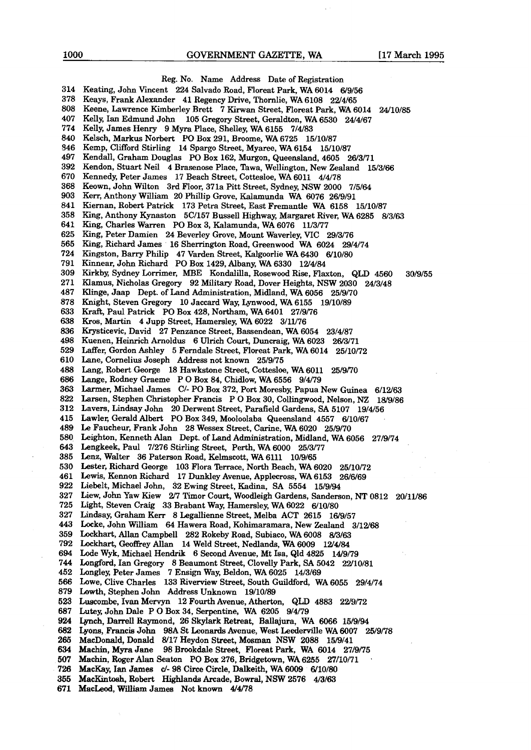Reg. No. Name Address Date of Registration

314 Keating, John Vincent 224 Salvado Road, Floreat Park, WA 6014 6/9/56
378 Keays, Frank Alexander 41 Regency Drive, Thornlie, WA 6108 22/4/65
808 Keene, Lawrence Kimberley Brett 7 Kirwan Street, Floreat Park, WA 6014 24/10/85
407 Kelly, Ian Edmund John 105 Gregory Street, Geraldton, WA 6530 24/4/67
774 Kelly, James Henry 9 Myra Place, Shelley, WA 6155 7/4/83
840 Kelsch, Markus Norbert PO Box 291, Broome, WA 6725 15/10/87
846 Kemp, Clifford Stirling 14 Spargo Street, Myaree, WA 6154 15/10/87
497 Kendall, Graham Douglas PO Box 162, Murgon, Queensland, 4605 26/3/71
392 Kendon, Stuart Neil 4 Brasenose Place, Tawa, Wellington, New Zealand 15/3/66
670 Kennedy, Peter James 17 Beach Street, Cottesloe, WA 6011 4/4/78
368 Keown, John Wilton 3rd Floor, 371a Pitt Street, Sydney, NSW 2000 7/5/64
903 Kerr, Anthony William 20 Phillip Grove, Kalamunda WA 6076 26/9/91
841 Kiernan, Robert Patrick 173 Petra Street, East Fremantle WA 6158 15/10/87
358 King, Anthony Kynaston 5C/157 Bussell Highway, Margaret River, WA 6285 8/3/63
641 King, Charles Warren PO Box 3, Kalamunda, WA 6076 11/3/77
625 King, Peter Damien 24 Beverley Grove, Mount Waverley, VIC 29/3/76
565 King, Richard James 16 Sherrington Road, Greenwood WA 6024 29/4/74
724 Kingston, Barry Philip 47 Varden Street, Kalgoorlie WA 6430 6/10/80
791 Kinnear, John Richard PO Box 1429, Albany, WA 6330 12/4/84
309 Kirkby, Sydney Lorrimer, MBE Kondalilla, Rosewood Rise, Flaxton, QLD 4560 30/9/55
271 Klamus, Nicholas Gregory 92 Military Road, Dover Heights, NSW 2030 24/3/48
487 Klinge, Jaap Dept. of Land Administration, Midland, WA 6056 25/9/70
878 Knight, Steven Gregory 10 Jaccard Way, Lynwood, WA 6155 19/10/89
633 Kraft, Paul Patrick PO Box 428, Northam, WA 6401 27/9/76
638 Kros, Martin 4 Jupp Street, Hamersley, WA 6022 3/11/76
836 Krysticevic, David 27 Penzance Street, Bassendean, WA 6054 23/4/87
498 Kuenen, Heinrich Arnoldus 6 Ulrich Court, Duncraig, WA 6023 26/3/71
529 Laffer, Gordon Ashley 5 Ferndale Street, Floreat Park, WA 6014 25/10/72
610 Lane, Cornelius Joseph Address not known 25/9/75
488 Lang, Robert George 18 Hawkstone Street, Cottesloe, WA 6011 25/9/70
686 Lange, Rodney Graeme P O Box 84, Chidlow, WA 6556 9/4/79
363 Larmer, Michael James C/- PO Box 372, Port Moresby, Papua New Guinea 6/12/63
822 Larsen, Stephen Christopher Francis P O Box 30, Collingwood, Nelson, NZ 18/9/86
312 Lavers, Lindsay John 20 Derwent Street, Parafield Gardens, SA 5107 19/4/56
415 Lawler, Gerald Albert PO Box 349, Mooloolaba Queensland 4557 6/10/67
489 Le Faucheur, Frank John 28 Wessex Street, Carine, WA 6020 25/9/70
580 Leighton, Kenneth Alan Dept. of Land Administration, Midland, WA 6056 27/9/74
643 Lengkeek, Paul 7/276 Stirling Street, Perth, WA 6000 25/3/77
385 Lenz, Walter 36 Paterson Road, Kelmscott, WA 6111 10/9/65
530 Lester, Richard George 103 Flora Terrace, North Beach, WA 6020 25/10/72
461 Lewis, Kennon Richard 17 Dunkley Avenue, Applecross, WA 6153 26/6/69
922 Liebelt, Michael John, 32 Ewing Street, Kadina, SA 5554 15/9/94
327 Liew, John Yaw Kiew 2/7 Timor Court, Woodleigh Gardens, Sanderson, NT 0812 20/11/86
725 Light, Steven Craig 33 Brabant Way, Hamersley, WA 6022 6/10/80
327 Lindsay, Graham Kerr 8 Legallienne Street, Melba ACT 2615 16/9/57
443 Locke, John William 64 Hawera Road, Kohimaramara, New Zealand 3/12/68
359 Lockhart, Allan Campbell 282 Rokeby Road, Subiaco, WA 6008 8/3/63
792 Lockhart, Geoffrey Allan 14 Weld Street, Nedlands, WA 6009 12/4/84
694 Lode Wyk, Michael Hendrik 6 Second Avenue, Mt Isa, Qld 4825 14/9/79
744 Longford, Ian Gregory 8 Beaumont Street, Clovelly Park, SA 5042 22/10/81
452 Longley, Peter James 7 Ensign Way, Beldon, WA 6025 14/3/69
566 Lowe, Clive Charles 133 Riverview Street, South Guildford, WA 6055 29/4/74
879 Lowth, Stephen John Address Unknown 19/10/89
523 Luscombe, Ivan Mervyn 12 Fourth Avenue, Atherton, QLD 4883 22/9/72
687 Lutey, John Dale P O Box 34, Serpentine, WA 6205 9/4/79
924 Lynch, Darrell Raymond, 26 Skylark Retreat, Ballajura, WA 6066 15/9/94
682 Lyons, Francis John 98A St Leonards Avenue, West Leederville WA 6007 25/9/78
265 MacDonald, Donald 8/17 Heydon Street, Mosman NSW 2088 15/9/41
634 Machin, Myra Jane 98 Brookdale Street, Floreat Park, WA 6014 27/9/75
507 Machin, Roger Alan Seaton PO Box 276, Bridgetown, WA 6255 27/10/71
726 MacKay, Ian James c/- 98 Circe Circle, Dalkeith, WA 6009 6/10/80
355 MacKintosh, Robert Highlands Arcade, Bowral, NSW 2576 4/3/63
671 MacLeod, William James Not known 4/4/78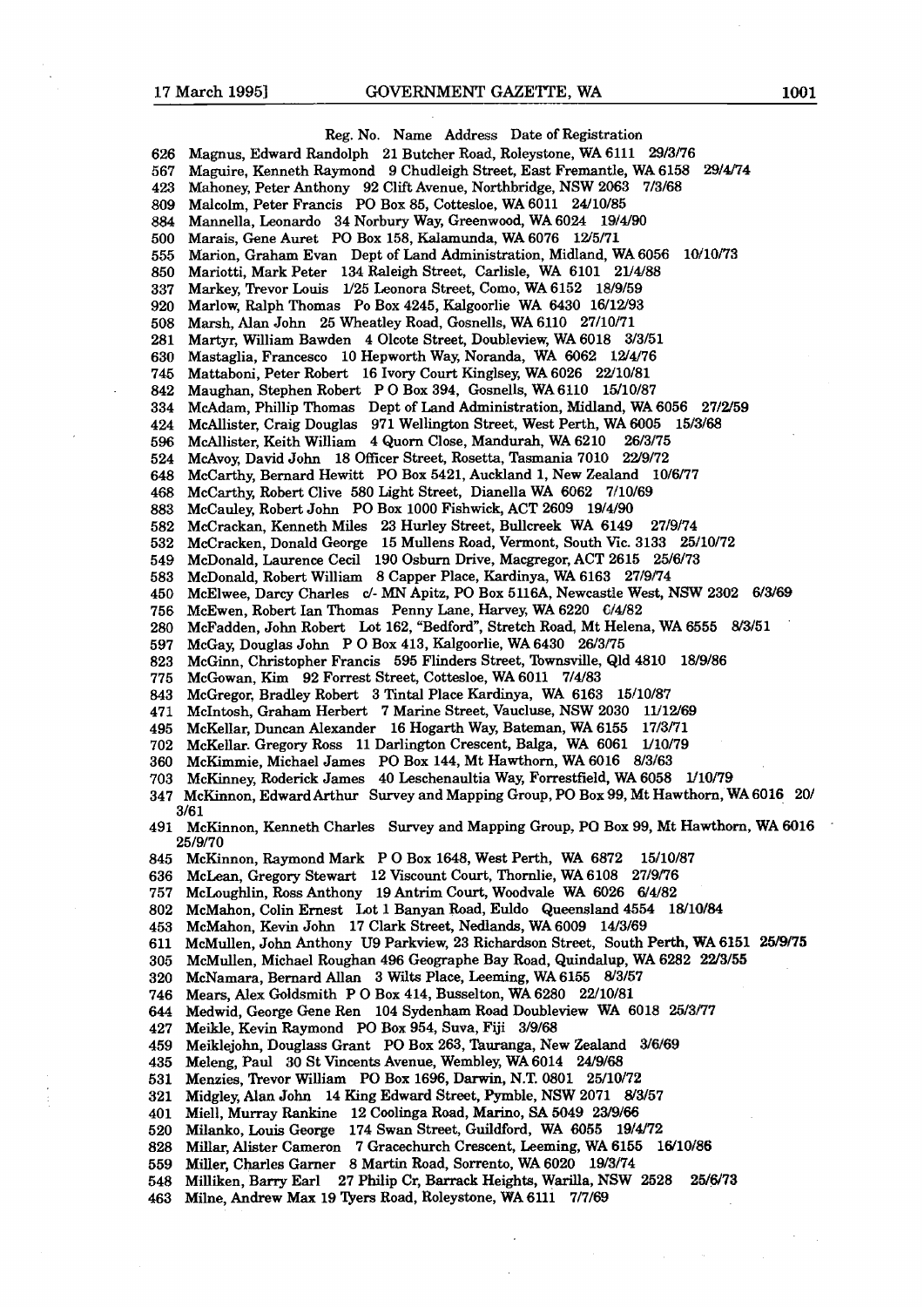Reg. No. Name Address Date of Registration

626 Magnus, Edward Randolph 21 Butcher Road, Roleystone, WA 6111 29/3/76
567 Maguire, Kenneth Raymond 9 Chudleigh Street, East Fremantle, WA 6158 29/4/74
423 Mahoney, Peter Anthony 92 Clift Avenue, Northbridge, NSW 2063 7/3/68
809 Malcolm, Peter Francis PO Box 85, Cottesloe, WA 6011 24/10/85
884 Mannella, Leonardo 34 Norbury Way, Greenwood, WA 6024 19/4/90
500 Marais, Gene Auret PO Box 158, Kalamunda, WA 6076 12/5/71
555 Marion, Graham Evan Dept of Land Administration, Midland, WA 6056 10/10/73
850 Mariotti, Mark Peter 134 Raleigh Street, Carlisle, WA 6101 21/4/88
337 Markey, Trevor Louis 1/25 Leonora Street, Como, WA 6152 18/9/59
920 Marlow, Ralph Thomas Po Box 4245, Kalgoorlie WA 6430 16/12/93
508 Marsh, Alan John 25 Wheatley Road, Gosnells, WA 6110 27/10/71
281 Martyr, William Bawden 4 Olcote Street, Doubleview, WA 6018 3/3/51
630 Mastaglia, Francesco 10 Hepworth Way, Noranda, WA 6062 12/4/76
745 Mattaboni, Peter Robert 16 Ivory Court Kinglsey, WA 6026 22/10/81
842 Maughan, Stephen Robert P O Box 394, Gosnells, WA 6110 15/10/87
334 McAdam, Phillip Thomas Dept of Land Administration, Midland, WA 6056 27/2/59
424 McAllister, Craig Douglas 971 Wellington Street, West Perth, WA 6005 15/3/68
596 McAllister, Keith William 4 Quorn Close, Mandurah, WA 6210 26/3/75
524 McAvoy, David John 18 Officer Street, Rosetta, Tasmania 7010 22/9/72
648 McCarthy, Bernard Hewitt PO Box 5421, Auckland 1, New Zealand 10/6/77
468 McCarthy, Robert Clive 580 Light Street, Dianella WA 6062 7/10/69
883 McCauley, Robert John PO Box 1000 Fishwick, ACT 2609 19/4/90
582 McCrackan, Kenneth Miles 23 Hurley Street, Bullcreek WA 6149 27/9/74
532 McCracken, Donald George 15 Mullens Road, Vermont, South Vic. 3133 25/10/72
549 McDonald, Laurence Cecil 190 Osburn Drive, Macgregor, ACT 2615 25/6/73
583 McDonald, Robert William 8 Capper Place, Kardinya, WA 6163 27/9/74
450 McElwee, Darcy Charles c/- MN Apitz, PO Box 5116A, Newcastle West, NSW 2302 6/3/69
756 McEwen, Robert Ian Thomas Penny Lane, Harvey, WA 6220 6/4/82
280 McFadden, John Robert Lot 162, "Bedford", Stretch Road, Mt Helena, WA 6555 8/3/51
597 McGay, Douglas John P O Box 413, Kalgoorlie, WA 6430 26/3/75
823 McGinn, Christopher Francis 595 Flinders Street, Townsville, Qld 4810 18/9/86
775 McGowan, Kim 92 Forrest Street, Cottesloe, WA 6011 7/4/83
843 McGregor, Bradley Robert 3 Tintal Place Kardinya, WA 6163 15/10/87
471 McIntosh, Graham Herbert 7 Marine Street, Vaucluse, NSW 2030 11/12/69
495 McKellar, Duncan Alexander 16 Hogarth Way, Bateman, WA 6155 17/3/71
702 McKellar. Gregory Ross 11 Darlington Crescent, Balga, WA 6061 1/10/79
360 McKimmie, Michael James PO Box 144, Mt Hawthorn, WA 6016 8/3/63
703 McKinney, Roderick James 40 Leschenaultia Way, Forrestfield, WA 6058 1/10/79
347 McKinnon, Edward Arthur Survey and Mapping Group, PO Box 99, Mt Hawthorn, WA 6016 20/3/61
491 McKinnon, Kenneth Charles Survey and Mapping Group, PO Box 99, Mt Hawthorn, WA 6016 25/9/70
845 McKinnon, Raymond Mark P O Box 1648, West Perth, WA 6872 15/10/87
636 McLean, Gregory Stewart 12 Viscount Court, Thornlie, WA 6108 27/9/76
757 McLoughlin, Ross Anthony 19 Antrim Court, Woodvale WA 6026 6/4/82
802 McMahon, Colin Ernest Lot 1 Banyan Road, Euldo Queensland 4554 18/10/84
453 McMahon, Kevin John 17 Clark Street, Nedlands, WA 6009 14/3/69
611 McMullen, John Anthony U9 Parkview, 23 Richardson Street, South Perth, WA 6151 25/9/75
305 McMullen, Michael Roughan 496 Geographe Bay Road, Quindalup, WA 6282 22/3/55
320 McNamara, Bernard Allan 3 Wilts Place, Leeming, WA 6155 8/3/57
746 Mears, Alex Goldsmith P O Box 414, Busselton, WA 6280 22/10/81
644 Medwid, George Gene Ren 104 Sydenham Road Doubleview WA 6018 25/3/77
427 Meikle, Kevin Raymond PO Box 954, Suva, Fiji 3/9/68
459 Meiklejohn, Douglass Grant PO Box 263, Tauranga, New Zealand 3/6/69
435 Meleng, Paul 30 St Vincents Avenue, Wembley, WA 6014 24/9/68
531 Menzies, Trevor William PO Box 1696, Darwin, N.T. 0801 25/10/72
321 Midgley, Alan John 14 King Edward Street, Pymble, NSW 2071 8/3/57
401 Miell, Murray Rankine 12 Coolinga Road, Marino, SA 5049 23/9/66
520 Milanko, Louis George 174 Swan Street, Guildford, WA 6055 19/4/72
828 Millar, Alister Cameron 7 Gracechurch Crescent, Leeming, WA 6155 16/10/86
559 Miller, Charles Garner 8 Martin Road, Sorrento, WA 6020 19/3/74
548 Milliken, Barry Earl 27 Philip Cr, Barrack Heights, Warilla, NSW 2528 25/6/73
463 Milne, Andrew Max 19 Tyers Road, Roleystone, WA 6111 7/7/69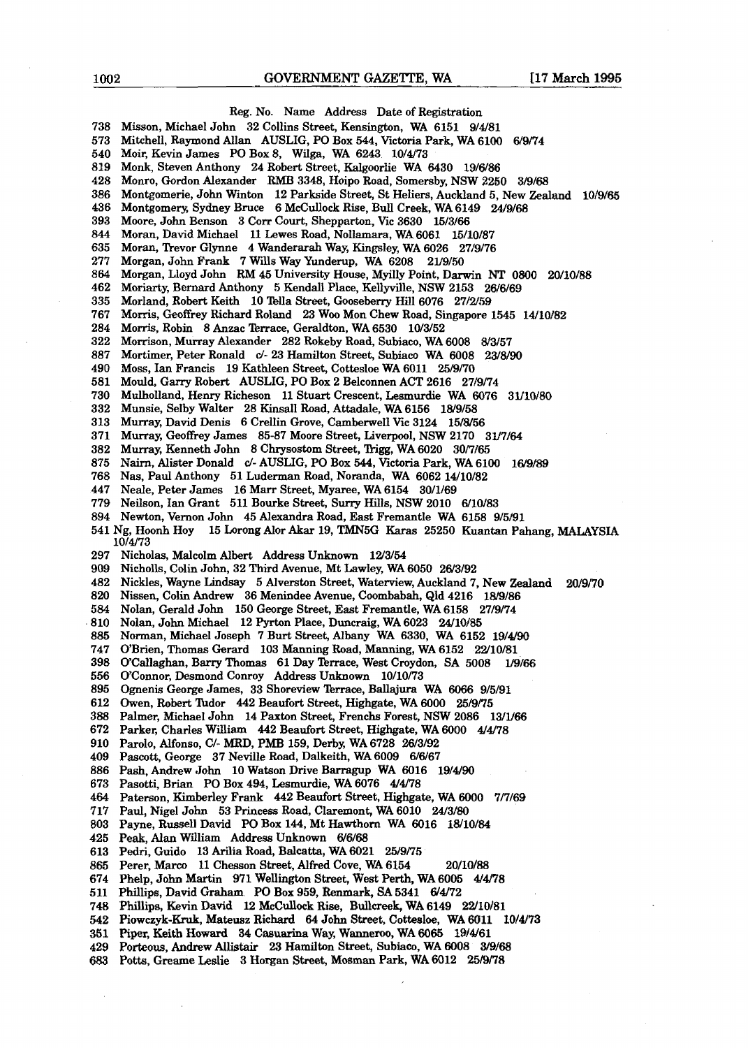Reg. No. Name Address Date of Registration

738 Misson, Michael John 32 Collins Street, Kensington, WA 6151 9/4/81
573 Mitchell, Raymond Allan AUSLIG, PO Box 544, Victoria Park, WA 6100 6/9/74
540 Moir, Kevin James PO Box 8, Wilga, WA 6243 10/4/73
819 Monk, Steven Anthony 24 Robert Street, Kalgoorlie WA 6430 19/6/86
428 Monro, Gordon Alexander RMB 3348, Hoipo Road, Somersby, NSW 2250 3/9/68
386 Montgomerie, John Winton 12 Parkside Street, St Heliers, Auckland 5, New Zealand 10/9/65
436 Montgomery, Sydney Bruce 6 McCullock Rise, Bull Creek, WA 6149 24/9/68
393 Moore, John Benson 3 Corr Court, Shepparton, Vic 3630 15/3/66
844 Moran, David Michael 11 Lewes Road, Nollamara, WA 6061 15/10/87
635 Moran, Trevor Glynne 4 Wanderarah Way, Kingsley, WA 6026 27/9/76
277 Morgan, John Frank 7 Wills Way Yunderup, WA 6208 21/9/50
864 Morgan, Lloyd John RM 45 University House, Myilly Point, Darwin NT 0800 20/10/88
462 Moriarty, Bernard Anthony 5 Kendall Place, Kellyville, NSW 2153 26/6/69
335 Morland, Robert Keith 10 Tella Street, Gooseberry Hill 6076 27/2/59
767 Morris, Geoffrey Richard Roland 23 Woo Mon Chew Road, Singapore 1545 14/10/82
284 Morris, Robin 8 Anzac Terrace, Geraldton, WA 6530 10/3/52
322 Morrison, Murray Alexander 282 Rokeby Road, Subiaco, WA 6008 8/3/57
887 Mortimer, Peter Ronald c/- 23 Hamilton Street, Subiaco WA 6008 23/8/90
490 Moss, Ian Francis 19 Kathleen Street, Cottesloe WA 6011 25/9/70
581 Mould, Garry Robert AUSLIG, PO Box 2 Belconnen ACT 2616 27/9/74
730 Mulholland, Henry Richeson 11 Stuart Crescent, Lesmurdie WA 6076 31/10/80
332 Munsie, Selby Walter 28 Kinsall Road, Attadale, WA 6156 18/9/58
313 Murray, David Denis 6 Crellin Grove, Camberwell Vic 3124 15/8/56
371 Murray, Geoffrey James 85-87 Moore Street, Liverpool, NSW 2170 31/7/64
382 Murray, Kenneth John 8 Chrysostom Street, Trigg, WA 6020 30/7/65
875 Nairn, Alister Donald c/- AUSLIG, PO Box 544, Victoria Park, WA 6100 16/9/89
768 Nas, Paul Anthony 51 Luderman Road, Noranda, WA 6062 14/10/82
447 Neale, Peter James 16 Marr Street, Myaree, WA 6154 30/1/69
779 Neilson, Ian Grant 511 Bourke Street, Surry Hills, NSW 2010 6/10/83
894 Newton, Vernon John 45 Alexandra Road, East Fremantle WA 6158 9/5/91
541 Ng, Hoonh Hoy 15 Lorong Alor Akar 19, TMN5G Karas 25250 Kuantan Pahang, MALAYSIA 10/4/73
297 Nicholas, Malcolm Albert Address Unknown 12/3/54
909 Nicholls, Colin John, 32 Third Avenue, Mt Lawley, WA 6050 26/3/92
482 Nickles, Wayne Lindsay 5 Alverston Street, Waterview, Auckland 7, New Zealand 20/9/70
820 Nissen, Colin Andrew 36 Menindee Avenue, Coombabah, Qld 4216 18/9/86
584 Nolan, Gerald John 150 George Street, East Fremantle, WA 6158 27/9/74
810 Nolan, John Michael 12 Pyrton Place, Duncraig, WA 6023 24/10/85
885 Norman, Michael Joseph 7 Burt Street, Albany WA 6330, WA 6152 19/4/90
747 O'Brien, Thomas Gerard 103 Manning Road, Manning, WA 6152 22/10/81
398 O'Callaghan, Barry Thomas 61 Day Terrace, West Croydon, SA 5008 1/9/66
556 O'Connor, Desmond Conroy Address Unknown 10/10/73
895 Ognenis George James, 33 Shoreview Terrace, Ballajura WA 6066 9/5/91
612 Owen, Robert Tudor 442 Beaufort Street, Highgate, WA 6000 25/9/75
388 Palmer, Michael John 14 Paxton Street, Frenchs Forest, NSW 2086 13/1/66
672 Parker, Charles William 442 Beaufort Street, Highgate, WA 6000 4/4/78
910 Parolo, Alfonso, C/- MRD, PMB 159, Derby, WA 6728 26/3/92
409 Pascott, George 37 Neville Road, Dalkeith, WA 6009 6/6/67
886 Pash, Andrew John 10 Watson Drive Barragup WA 6016 19/4/90
673 Pasotti, Brian PO Box 494, Lesmurdie, WA 6076 4/4/78
464 Paterson, Kimberley Frank 442 Beaufort Street, Highgate, WA 6000 7/7/69
717 Paul, Nigel John 53 Princess Road, Claremont, WA 6010 24/3/80
803 Payne, Russell David PO Box 144, Mt Hawthorn WA 6016 18/10/84
425 Peak, Alan William Address Unknown 6/6/68
613 Pedri, Guido 13 Arilia Road, Balcatta, WA 6021 25/9/75
865 Perer, Marco 11 Chesson Street, Alfred Cove, WA 6154 20/10/88
674 Phelp, John Martin 971 Wellington Street, West Perth, WA 6005 4/4/78
511 Phillips, David Graham PO Box 959, Renmark, SA 5341 6/4/72
748 Phillips, Kevin David 12 McCullock Rise, Bullcreek, WA 6149 22/10/81
542 Piowczyk-Kruk, Mateusz Richard 64 John Street, Cottesloe, WA 6011 10/4/73
351 Piper, Keith Howard 34 Casuarina Way, Wanneroo, WA 6065 19/4/61
429 Porteous, Andrew Allistair 23 Hamilton Street, Subiaco, WA 6008 3/9/68
683 Potts, Greame Leslie 3 Horgan Street, Mosman Park, WA 6012 25/9/78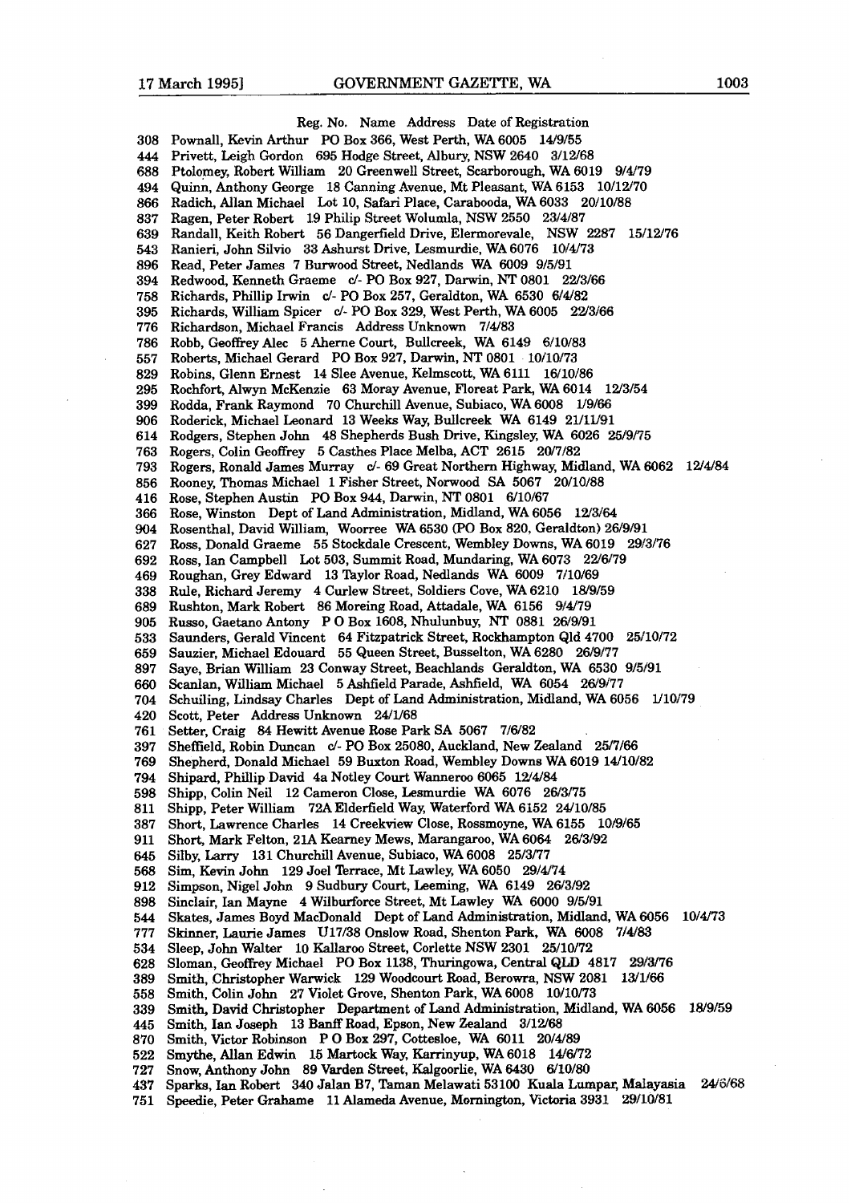| Reg. No. | Name | Address | Date of Registration |
|---|---|---|---|
| 308 | Pownall, Kevin Arthur | PO Box 366, West Perth, WA 6005 | 14/9/55 |
| 444 | Privett, Leigh Gordon | 695 Hodge Street, Albury, NSW 2640 | 3/12/68 |
| 688 | Ptolomey, Robert William | 20 Greenwell Street, Scarborough, WA 6019 | 9/4/79 |
| 494 | Quinn, Anthony George | 18 Canning Avenue, Mt Pleasant, WA 6153 | 10/12/70 |
| 866 | Radich, Allan Michael | Lot 10, Safari Place, Carabooda, WA 6033 | 20/10/88 |
| 837 | Ragen, Peter Robert | 19 Philip Street Wolumla, NSW 2550 | 23/4/87 |
| 639 | Randall, Keith Robert | 56 Dangerfield Drive, Elermorevale, NSW 2287 | 15/12/76 |
| 543 | Ranieri, John Silvio | 33 Ashurst Drive, Lesmurdie, WA 6076 | 10/4/73 |
| 896 | Read, Peter James | 7 Burwood Street, Nedlands WA 6009 | 9/5/91 |
| 394 | Redwood, Kenneth Graeme | c/- PO Box 927, Darwin, NT 0801 | 22/3/66 |
| 758 | Richards, Phillip Irwin | c/- PO Box 257, Geraldton, WA 6530 | 6/4/82 |
| 395 | Richards, William Spicer | c/- PO Box 329, West Perth, WA 6005 | 22/3/66 |
| 776 | Richardson, Michael Francis | Address Unknown | 7/4/83 |
| 786 | Robb, Geoffrey Alec | 5 Aherne Court, Bullcreek, WA 6149 | 6/10/83 |
| 557 | Roberts, Michael Gerard | PO Box 927, Darwin, NT 0801 | 10/10/73 |
| 829 | Robins, Glenn Ernest | 14 Slee Avenue, Kelmscott, WA 6111 | 16/10/86 |
| 295 | Rochfort, Alwyn McKenzie | 63 Moray Avenue, Floreat Park, WA 6014 | 12/3/54 |
| 399 | Rodda, Frank Raymond | 70 Churchill Avenue, Subiaco, WA 6008 | 1/9/66 |
| 906 | Roderick, Michael Leonard | 13 Weeks Way, Bullcreek WA 6149 | 21/11/91 |
| 614 | Rodgers, Stephen John | 48 Shepherds Bush Drive, Kingsley, WA 6026 | 25/9/75 |
| 763 | Rogers, Colin Geoffrey | 5 Casthes Place Melba, ACT 2615 | 20/7/82 |
| 793 | Rogers, Ronald James Murray | c/- 69 Great Northern Highway, Midland, WA 6062 | 12/4/84 |
| 856 | Rooney, Thomas Michael | 1 Fisher Street, Norwood SA 5067 | 20/10/88 |
| 416 | Rose, Stephen Austin | PO Box 944, Darwin, NT 0801 | 6/10/67 |
| 366 | Rose, Winston | Dept of Land Administration, Midland, WA 6056 | 12/3/64 |
| 904 | Rosenthal, David William, | Woorree WA 6530 (PO Box 820, Geraldton) | 26/9/91 |
| 627 | Ross, Donald Graeme | 55 Stockdale Crescent, Wembley Downs, WA 6019 | 29/3/76 |
| 692 | Ross, Ian Campbell | Lot 503, Summit Road, Mundaring, WA 6073 | 22/6/79 |
| 469 | Roughan, Grey Edward | 13 Taylor Road, Nedlands WA 6009 | 7/10/69 |
| 338 | Rule, Richard Jeremy | 4 Curlew Street, Soldiers Cove, WA 6210 | 18/9/59 |
| 689 | Rushton, Mark Robert | 86 Moreing Road, Attadale, WA 6156 | 9/4/79 |
| 905 | Russo, Gaetano Antony | P O Box 1608, Nhulunbuy, NT 0881 | 26/9/91 |
| 533 | Saunders, Gerald Vincent | 64 Fitzpatrick Street, Rockhampton Qld 4700 | 25/10/72 |
| 659 | Sauzier, Michael Edouard | 55 Queen Street, Busselton, WA 6280 | 26/9/77 |
| 897 | Saye, Brian William | 23 Conway Street, Beachlands Geraldton, WA 6530 | 9/5/91 |
| 660 | Scanlan, William Michael | 5 Ashfield Parade, Ashfield, WA 6054 | 26/9/77 |
| 704 | Schuiling, Lindsay Charles | Dept of Land Administration, Midland, WA 6056 | 1/10/79 |
| 420 | Scott, Peter | Address Unknown | 24/1/68 |
| 761 | Setter, Craig | 84 Hewitt Avenue Rose Park SA 5067 | 7/6/82 |
| 397 | Sheffield, Robin Duncan | c/- PO Box 25080, Auckland, New Zealand | 25/7/66 |
| 769 | Shepherd, Donald Michael | 59 Buxton Road, Wembley Downs WA 6019 | 14/10/82 |
| 794 | Shipard, Phillip David | 4a Notley Court Wanneroo 6065 | 12/4/84 |
| 598 | Shipp, Colin Neil | 12 Cameron Close, Lesmurdie WA 6076 | 26/3/75 |
| 811 | Shipp, Peter William | 72A Elderfield Way, Waterford WA 6152 | 24/10/85 |
| 387 | Short, Lawrence Charles | 14 Creekview Close, Rossmoyne, WA 6155 | 10/9/65 |
| 911 | Short, Mark Felton, | 21A Kearney Mews, Marangaroo, WA 6064 | 26/3/92 |
| 645 | Silby, Larry | 131 Churchill Avenue, Subiaco, WA 6008 | 25/3/77 |
| 568 | Sim, Kevin John | 129 Joel Terrace, Mt Lawley, WA 6050 | 29/4/74 |
| 912 | Simpson, Nigel John | 9 Sudbury Court, Leeming, WA 6149 | 26/3/92 |
| 898 | Sinclair, Ian Mayne | 4 Wilburforce Street, Mt Lawley WA 6000 | 9/5/91 |
| 544 | Skates, James Boyd MacDonald | Dept of Land Administration, Midland, WA 6056 | 10/4/73 |
| 777 | Skinner, Laurie James | U17/38 Onslow Road, Shenton Park, WA 6008 | 7/4/83 |
| 534 | Sleep, John Walter | 10 Kallaroo Street, Corlette NSW 2301 | 25/10/72 |
| 628 | Sloman, Geoffrey Michael | PO Box 1138, Thuringowa, Central QLD 4817 | 29/3/76 |
| 389 | Smith, Christopher Warwick | 129 Woodcourt Road, Berowra, NSW 2081 | 13/1/66 |
| 558 | Smith, Colin John | 27 Violet Grove, Shenton Park, WA 6008 | 10/10/73 |
| 339 | Smith, David Christopher | Department of Land Administration, Midland, WA 6056 | 18/9/59 |
| 445 | Smith, Ian Joseph | 13 Banff Road, Epson, New Zealand | 3/12/68 |
| 870 | Smith, Victor Robinson | P O Box 297, Cottesloe, WA 6011 | 20/4/89 |
| 522 | Smythe, Allan Edwin | 15 Martock Way, Karrinyup, WA 6018 | 14/6/72 |
| 727 | Snow, Anthony John | 89 Varden Street, Kalgoorlie, WA 6430 | 6/10/80 |
| 437 | Sparks, Ian Robert | 340 Jalan B7, Taman Melawati 53100 Kuala Lumpar, Malayasia | 24/6/68 |
| 751 | Speedie, Peter Grahame | 11 Alameda Avenue, Mornington, Victoria 3931 | 29/10/81 |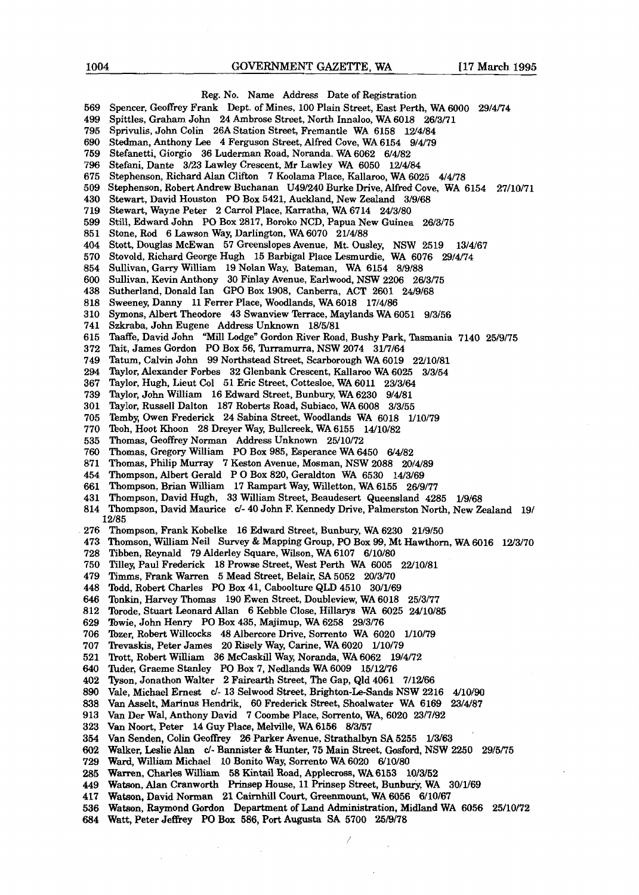Reg. No. Name Address Date of Registration

569 Spencer, Geoffrey Frank Dept. of Mines, 100 Plain Street, East Perth, WA 6000 29/4/74
499 Spittles, Graham John 24 Ambrose Street, North Innaloo, WA 6018 26/3/71
795 Sprivulis, John Colin 26A Station Street, Fremantle WA 6158 12/4/84
690 Stedman, Anthony Lee 4 Ferguson Street, Alfred Cove, WA 6154 9/4/79
759 Stefanetti, Giorgio 36 Luderman Road, Noranda. WA 6062 6/4/82
796 Stefani, Dante 3/23 Lawley Crescent, Mr Lawley WA 6050 12/4/84
675 Stephenson, Richard Alan Clifton 7 Koolama Place, Kallaroo, WA 6025 4/4/78
509 Stephenson, Robert Andrew Buchanan U49/240 Burke Drive, Alfred Cove, WA 6154 27/10/71
430 Stewart, David Houston PO Box 5421, Auckland, New Zealand 3/9/68
719 Stewart, Wayne Peter 2 Carrol Place, Karratha, WA 6714 24/3/80
599 Still, Edward John PO Box 2817, Boroko NCD, Papua New Guinea 26/3/75
851 Stone, Rod 6 Lawson Way, Darlington, WA 6070 21/4/88
404 Stott, Douglas McEwan 57 Greenslopes Avenue, Mt. Ousley, NSW 2519 13/4/67
570 Stovold, Richard George Hugh 15 Barbigal Place Lesmurdie, WA 6076 29/4/74
854 Sullivan, Garry William 19 Nolan Way, Bateman, WA 6154 8/9/88
600 Sullivan, Kevin Anthony 30 Finlay Avenue, Earlwood, NSW 2206 26/3/75
438 Sutherland, Donald Ian GPO Box 1908, Canberra, ACT 2601 24/9/68
818 Sweeney, Danny 11 Ferrer Place, Woodlands, WA 6018 17/4/86
310 Symons, Albert Theodore 43 Swanview Terrace, Maylands WA 6051 9/3/56
741 Szkraba, John Eugene Address Unknown 18/5/81
615 Taaffe, David John "Mill Lodge" Gordon River Road, Bushy Park, Tasmania 7140 25/9/75
372 Tait, James Gordon PO Box 56, Turramurra, NSW 2074 31/7/64
749 Tatum, Calvin John 99 Northstead Street, Scarborough WA 6019 22/10/81
294 Taylor, Alexander Forbes 32 Glenbank Crescent, Kallaroo WA 6025 3/3/54
367 Taylor, Hugh, Lieut Col 51 Eric Street, Cottesloe, WA 6011 23/3/64
739 Taylor, John William 16 Edward Street, Bunbury, WA 6230 9/4/81
301 Taylor, Russell Dalton 187 Roberts Road, Subiaco, WA 6008 3/3/55
705 Temby, Owen Frederick 24 Sabina Street, Woodlands WA 6018 1/10/79
770 Teoh, Hoot Khoon 28 Dreyer Way, Bullcreek, WA 6155 14/10/82
535 Thomas, Geoffrey Norman Address Unknown 25/10/72
760 Thomas, Gregory William PO Box 985, Esperance WA 6450 6/4/82
871 Thomas, Philip Murray 7 Keston Avenue, Mosman, NSW 2088 20/4/89
454 Thompson, Albert Gerald P O Box 820, Geraldton WA 6530 14/3/69
661 Thompson, Brian William 17 Rampart Way, Willetton, WA 6155 26/9/77
431 Thompson, David Hugh, 33 William Street, Beaudesert Queensland 4285 1/9/68
814 Thompson, David Maurice c/- 40 John F. Kennedy Drive, Palmerston North, New Zealand 19/12/85
276 Thompson, Frank Kobelke 16 Edward Street, Bunbury, WA 6230 21/9/50
473 Thomson, William Neil Survey & Mapping Group, PO Box 99, Mt Hawthorn, WA 6016 12/3/70
728 Tibben, Reynald 79 Alderley Square, Wilson, WA 6107 6/10/80
750 Tilley, Paul Frederick 18 Prowse Street, West Perth WA 6005 22/10/81
479 Timms, Frank Warren 5 Mead Street, Belair, SA 5052 20/3/70
448 Todd, Robert Charles PO Box 41, Caboolture QLD 4510 30/1/69
646 Tonkin, Harvey Thomas 190 Ewen Street, Doubleview, WA 6018 25/3/77
812 Torode, Stuart Leonard Allan 6 Kebble Close, Hillarys WA 6025 24/10/85
629 Towie, John Henry PO Box 435, Majimup, WA 6258 29/3/76
706 Tozer, Robert Willcocks 48 Albercore Drive, Sorrento WA 6020 1/10/79
707 Trevaskis, Peter James 20 Risely Way, Carine, WA 6020 1/10/79
521 Trott, Robert William 36 McCaskill Way, Noranda, WA 6062 19/4/72
640 Tuder, Graeme Stanley PO Box 7, Nedlands WA 6009 15/12/76
402 Tyson, Jonathon Walter 2 Fairearth Street, The Gap, Qld 4061 7/12/66
890 Vale, Michael Ernest c/- 13 Selwood Street, Brighton-Le-Sands NSW 2216 4/10/90
838 Van Asselt, Marinus Hendrik, 60 Frederick Street, Shoalwater WA 6169 23/4/87
913 Van Der Wal, Anthony David 7 Coombe Place, Sorrento, WA, 6020 23/7/92
323 Van Noort, Peter 14 Guy Place, Melville, WA 6156 8/3/57
354 Van Senden, Colin Geoffrey 26 Parker Avenue, Strathalbyn SA 5255 1/3/63
602 Walker, Leslie Alan c/- Bannister & Hunter, 75 Main Street, Gosford, NSW 2250 29/5/75
729 Ward, William Michael 10 Bonito Way, Sorrento WA 6020 6/10/80
285 Warren, Charles William 58 Kintail Road, Applecross, WA 6153 10/3/52
449 Watson, Alan Cranworth Prinsep House, 11 Prinsep Street, Bunbury, WA 30/1/69
417 Watson, David Norman 21 Cairnhill Court, Greenmount, WA 6056 6/10/67
536 Watson, Raymond Gordon Department of Land Administration, Midland WA 6056 25/10/72
684 Watt, Peter Jeffrey PO Box 586, Port Augusta SA 5700 25/9/78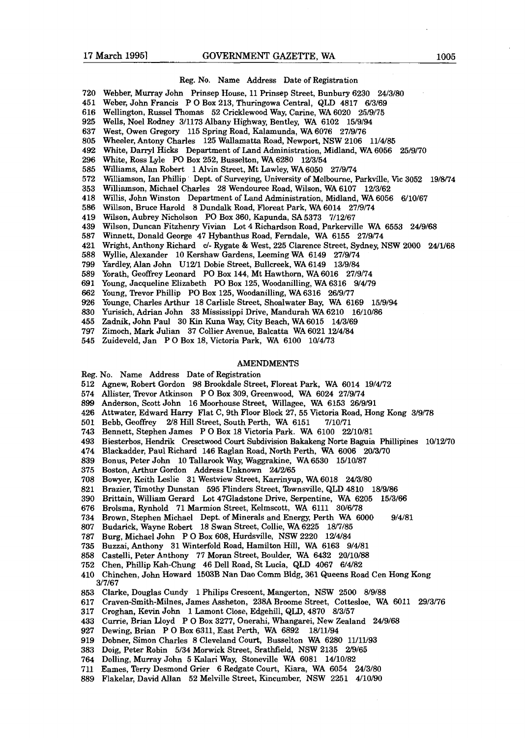Reg. No. Name Address Date of Registration

720 Webber, Murray John Prinsep House, 11 Prinsep Street, Bunbury 6230 24/3/80
451 Weber, John Francis P O Box 213, Thuringowa Central, QLD 4817 6/3/69
616 Wellington, Russel Thomas 52 Cricklewood Way, Carine, WA 6020 25/9/75
925 Wells, Noel Rodney 3/1173 Albany Highway, Bentley, WA 6102 15/9/94
637 West, Owen Gregory 115 Spring Road, Kalamunda, WA 6076 27/9/76
805 Wheeler, Antony Charles 125 Wallamatta Road, Newport, NSW 2106 11/4/85
492 White, Darryl Hicks Department of Land Administration, Midland, WA 6056 25/9/70
296 White, Ross Lyle PO Box 252, Busselton, WA 6280 12/3/54
585 Williams, Alan Robert 1 Alvin Street, Mt Lawley, WA 6050 27/9/74
572 Williamson, Ian Phillip Dept. of Surveying, University of Melbourne, Parkville, Vic 3052 19/8/74
353 Williamson, Michael Charles 28 Wendouree Road, Wilson, WA 6107 12/3/62
418 Willis, John Winston Department of Land Administration, Midland, WA 6056 6/10/67
586 Willson, Bruce Harold 8 Dundalk Road, Floreat Park, WA 6014 27/9/74
419 Wilson, Aubrey Nicholson PO Box 360, Kapunda, SA 5373 7/12/67
439 Wilson, Duncan Fitzhenry Vivian Lot 4 Richardson Road, Parkerville WA 6553 24/9/68
587 Winnett, Donald George 47 Hybanthus Road, Ferndale, WA 6155 27/9/74
421 Wright, Anthony Richard c/- Rygate & West, 225 Clarence Street, Sydney, NSW 2000 24/1/68
588 Wyllie, Alexander 10 Kershaw Gardens, Leeming WA 6149 27/9/74
799 Yardley, Alan John U12/1 Dobie Street, Bullcreek, WA 6149 13/9/84
589 Yorath, Geoffrey Leonard PO Box 144, Mt Hawthorn, WA 6016 27/9/74
691 Young, Jacqueline Elizabeth PO Box 125, Woodanilling, WA 6316 9/4/79
662 Young, Trevor Phillip PO Box 125, Woodanilling, WA 6316 26/9/77
926 Younge, Charles Arthur 18 Carlisle Street, Shoalwater Bay, WA 6169 15/9/94
830 Yurisich, Adrian John 33 Mississippi Drive, Mandurah WA 6210 16/10/86
455 Zadnik, John Paul 30 Kin Kuna Way, City Beach, WA 6015 14/3/69
797 Zimoch, Mark Julian 37 Collier Avenue, Balcatta WA 6021 12/4/84
545 Zuideveld, Jan P O Box 18, Victoria Park, WA 6100 10/4/73

## AMENDMENTS

Reg. No. Name Address Date of Registration

512 Agnew, Robert Gordon 98 Brookdale Street, Floreat Park, WA 6014 19/4/72
574 Allister, Trevor Atkinson P O Box 309, Greenwood, WA 6024 27/9/74
899 Anderson, Scott John 16 Moorhouse Street, Willagee, WA 6153 26/9/91
426 Attwater, Edward Harry Flat C, 9th Floor Block 27, 55 Victoria Road, Hong Kong 3/9/78
501 Bebb, Geoffrey 2/8 Hill Street, South Perth, WA 6151 7/10/71
743 Bennett, Stephen James P O Box 18 Victoria Park. WA 6100 22/10/81
493 Biesterbos, Hendrik Cresctwood Court Subdivision Bakakeng Norte Baguia Phillipines 10/12/70
474 Blackadder, Paul Richard 146 Raglan Road, North Perth, WA 6006 20/3/70
839 Bonus, Peter John 10 Tallarook Way, Waggrakine, WA 6530 15/10/87
375 Boston, Arthur Gordon Address Unknown 24/2/65
708 Bowyer, Keith Leslie 31 Westview Street, Karrinyup, WA 6018 24/3/80
821 Brazier, Timothy Dunstan 595 Flinders Street, Townsville, QLD 4810 18/9/86
390 Brittain, William Gerard Lot 47Gladstone Drive, Serpentine, WA 6205 15/3/66
676 Brolsma, Rynhold 71 Marmion Street, Kelmscott, WA 6111 30/6/78
734 Brown, Stephen Michael Dept. of Minerals and Energy, Perth WA 6000 9/4/81
807 Budarick, Wayne Robert 18 Swan Street, Collie, WA 6225 18/7/85
787 Burg, Michael John P O Box 608, Hurdsville, NSW 2220 12/4/84
735 Buzzai, Anthony 31 Winterfold Road, Hamilton Hill, WA 6163 9/4/81
858 Castelli, Peter Anthony 77 Moran Street, Boulder, WA 6432 20/10/88
752 Chen, Phillip Kah-Chung 46 Dell Road, St Lucia, QLD 4067 6/4/82
410 Chinchen, John Howard 1503B Nan Dao Comm Bldg, 361 Queens Road Cen Hong Kong 3/7/67
853 Clarke, Douglas Cundy 1 Philips Crescent, Mangerton, NSW 2500 8/9/88
617 Craven-Smith-Milnes, James Assheton, 238A Broome Street, Cottesloe, WA 6011 29/3/76
317 Croghan, Kevin John 1 Lamont Close, Edgehill, QLD, 4870 8/3/57
433 Currie, Brian Lloyd P O Box 3277, Onerahi, Whangarei, New Zealand 24/9/68
927 Dewing, Brian P O Box 6311, East Perth, WA 6892 18/11/94
919 Dobner, Simon Charles 8 Cleveland Court, Busselton WA 6280 11/11/93
383 Doig, Peter Robin 5/34 Morwick Street, Srathfield, NSW 2135 2/9/65
764 Dolling, Murray John 5 Kalari Way, Stoneville WA 6081 14/10/82
711 Eames, Terry Desmond Grier 6 Redgate Court, Kiara, WA 6054 24/3/80
889 Flakelar, David Allan 52 Melville Street, Kincumber, NSW 2251 4/10/90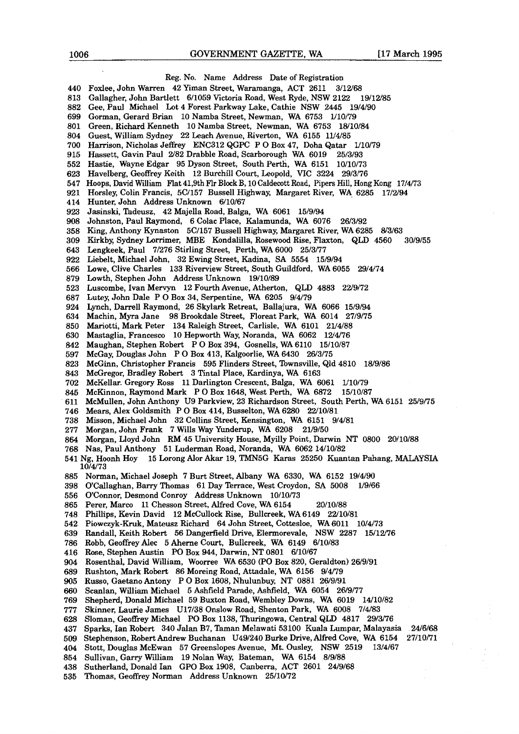Reg. No. Name Address Date of Registration

440 Foxlee, John Warren 42 Yiman Street, Waramanga, ACT 2611 3/12/68
813 Gallagher, John Bartlett 6/1059 Victoria Road, West Ryde, NSW 2122 19/12/85
882 Gee, Paul Michael Lot 4 Forest Parkway Lake, Cathie NSW 2445 19/4/90
699 Gorman, Gerard Brian 10 Namba Street, Newman, WA 6753 1/10/79
801 Green, Richard Kenneth 10 Namba Street, Newman, WA 6753 18/10/84
804 Guest, William Sydney 22 Leach Avenue, Riverton, WA 6155 11/4/85
700 Harrison, Nicholas Jeffrey ENC312 QGPC P O Box 47, Doha Qatar 1/10/79
915 Hassett, Gavin Paul 2/82 Drabble Road, Scarborough WA 6019 25/3/93
552 Hastie, Wayne Edgar 95 Dyson Street, South Perth, WA 6151 10/10/73
623 Havelberg, Geoffrey Keith 12 Burchill Court, Leopold, VIC 3224 29/3/76
547 Hoops, David William Flat 41,9th Flr Block B, 10 Caldecott Road, Pipers Hill, Hong Kong 17/4/73
921 Horsley, Colin Francis, 5C/157 Bussell Highway, Margaret River, WA 6285 17/2/94
414 Hunter, John Address Unknown 6/10/67
923 Jasinski, Tadeusz, 42 Majella Road, Balga, WA 6061 15/9/94
908 Johnston, Paul Raymond, 6 Colac Place, Kalamunda, WA 6076 26/3/92
358 King, Anthony Kynaston 5C/157 Bussell Highway, Margaret River, WA 6285 8/3/63
309 Kirkby, Sydney Lorrimer, MBE Kondalilla, Rosewood Rise, Flaxton, QLD 4560 30/9/55
643 Lengkeek, Paul 7/276 Stirling Street, Perth, WA 6000 25/3/77
922 Liebelt, Michael John, 32 Ewing Street, Kadina, SA 5554 15/9/94
566 Lowe, Clive Charles 133 Riverview Street, South Guildford, WA 6055 29/4/74
879 Lowth, Stephen John Address Unknown 19/10/89
523 Luscombe, Ivan Mervyn 12 Fourth Avenue, Atherton, QLD 4883 22/9/72
687 Lutey, John Dale P O Box 34, Serpentine, WA 6205 9/4/79
924 Lynch, Darrell Raymond, 26 Skylark Retreat, Ballajura, WA 6066 15/9/94
634 Machin, Myra Jane 98 Brookdale Street, Floreat Park, WA 6014 27/9/75
850 Mariotti, Mark Peter 134 Raleigh Street, Carlisle, WA 6101 21/4/88
630 Mastaglia, Francesco 10 Hepworth Way, Noranda, WA 6062 12/4/76
842 Maughan, Stephen Robert P O Box 394, Gosnells, WA 6110 15/10/87
597 McGay, Douglas John P O Box 413, Kalgoorlie, WA 6430 26/3/75
823 McGinn, Christopher Francis 595 Flinders Street, Townsville, Qld 4810 18/9/86
843 McGregor, Bradley Robert 3 Tintal Place, Kardinya, WA 6163
702 McKellar. Gregory Ross 11 Darlington Crescent, Balga, WA 6061 1/10/79
845 McKinnon, Raymond Mark P O Box 1648, West Perth, WA 6872 15/10/87
611 McMullen, John Anthony U9 Parkview, 23 Richardson Street, South Perth, WA 6151 25/9/75
746 Mears, Alex Goldsmith P O Box 414, Busselton, WA 6280 22/10/81
738 Misson, Michael John 32 Collins Street, Kensington, WA 6151 9/4/81
277 Morgan, John Frank 7 Wills Way Yunderup, WA 6208 21/9/50
864 Morgan, Lloyd John RM 45 University House, Myilly Point, Darwin NT 0800 20/10/88
768 Nas, Paul Anthony 51 Luderman Road, Noranda, WA 6062 14/10/82
541 Ng, Hoonh Hoy 15 Lorong Alor Akar 19, TMN5G Karas 25250 Kuantan Pahang, MALAYSIA 10/4/73
885 Norman, Michael Joseph 7 Burt Street, Albany WA 6330, WA 6152 19/4/90
398 O'Callaghan, Barry Thomas 61 Day Terrace, West Croydon, SA 5008 1/9/66
556 O'Connor, Desmond Conroy Address Unknown 10/10/73
865 Perer, Marco 11 Chesson Street, Alfred Cove, WA 6154 20/10/88
748 Phillips, Kevin David 12 McCullock Rise, Bullcreek, WA 6149 22/10/81
542 Piowczyk-Kruk, Mateusz Richard 64 John Street, Cottesloe, WA 6011 10/4/73
639 Randall, Keith Robert 56 Dangerfield Drive, Elermorevale, NSW 2287 15/12/76
786 Robb, Geoffrey Alec 5 Aherne Court, Bullcreek, WA 6149 6/10/83
416 Rose, Stephen Austin PO Box 944, Darwin, NT 0801 6/10/67
904 Rosenthal, David William, Woorree WA 6530 (PO Box 820, Geraldton) 26/9/91
689 Rushton, Mark Robert 86 Moreing Road, Attadale, WA 6156 9/4/79
905 Russo, Gaetano Antony P O Box 1608, Nhulunbuy, NT 0881 26/9/91
660 Scanlan, William Michael 5 Ashfield Parade, Ashfield, WA 6054 26/9/77
769 Shepherd, Donald Michael 59 Buxton Road, Wembley Downs, WA 6019 14/10/82
777 Skinner, Laurie James U17/38 Onslow Road, Shenton Park, WA 6008 7/4/83
628 Sloman, Geoffrey Michael PO Box 1138, Thuringowa, Central QLD 4817 29/3/76
437 Sparks, Ian Robert 340 Jalan B7, Taman Melawati 53100 Kuala Lumpar, Malayasia 24/6/68
509 Stephenson, Robert Andrew Buchanan U49/240 Burke Drive, Alfred Cove, WA 6154 27/10/71
404 Stott, Douglas McEwan 57 Greenslopes Avenue, Mt. Ousley, NSW 2519 13/4/67
854 Sullivan, Garry William 19 Nolan Way, Bateman, WA 6154 8/9/88
438 Sutherland, Donald Ian GPO Box 1908, Canberra, ACT 2601 24/9/68
535 Thomas, Geoffrey Norman Address Unknown 25/10/72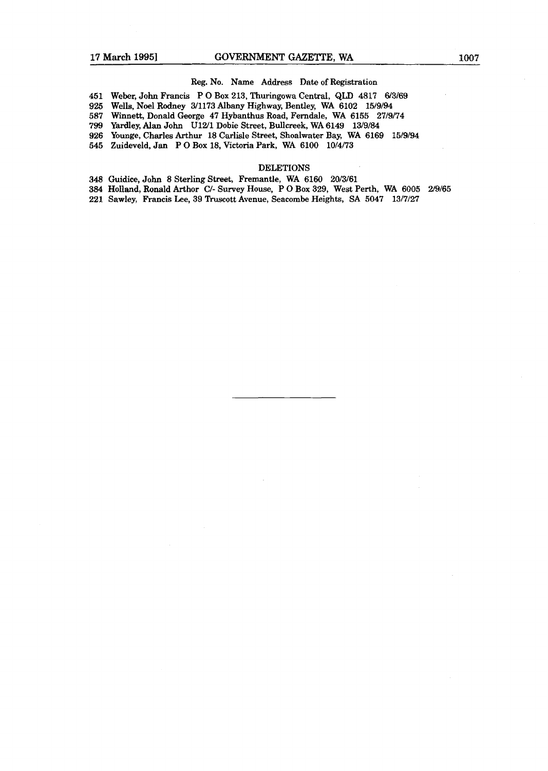Reg. No. Name Address Date of Registration

451 Weber, John Francis P O Box 213, Thuringowa Central, QLD 4817 6/3/69
925 Wells, Noel Rodney 3/1173 Albany Highway, Bentley, WA 6102 15/9/94
587 Winnett, Donald George 47 Hybanthus Road, Ferndale, WA 6155 27/9/74
799 Yardley, Alan John U12/1 Dobie Street, Bullcreek, WA 6149 13/9/84
926 Younge, Charles Arthur 18 Carlisle Street, Shoalwater Bay, WA 6169 15/9/94
545 Zuideveld, Jan P O Box 18, Victoria Park, WA 6100 10/4/73

DELETIONS

348 Guidice, John 8 Sterling Street, Fremantle, WA 6160 20/3/61
384 Holland, Ronald Arthor C/- Survey House, P O Box 329, West Perth, WA 6005 2/9/65
221 Sawley, Francis Lee, 39 Truscott Avenue, Seacombe Heights, SA 5047 13/7/27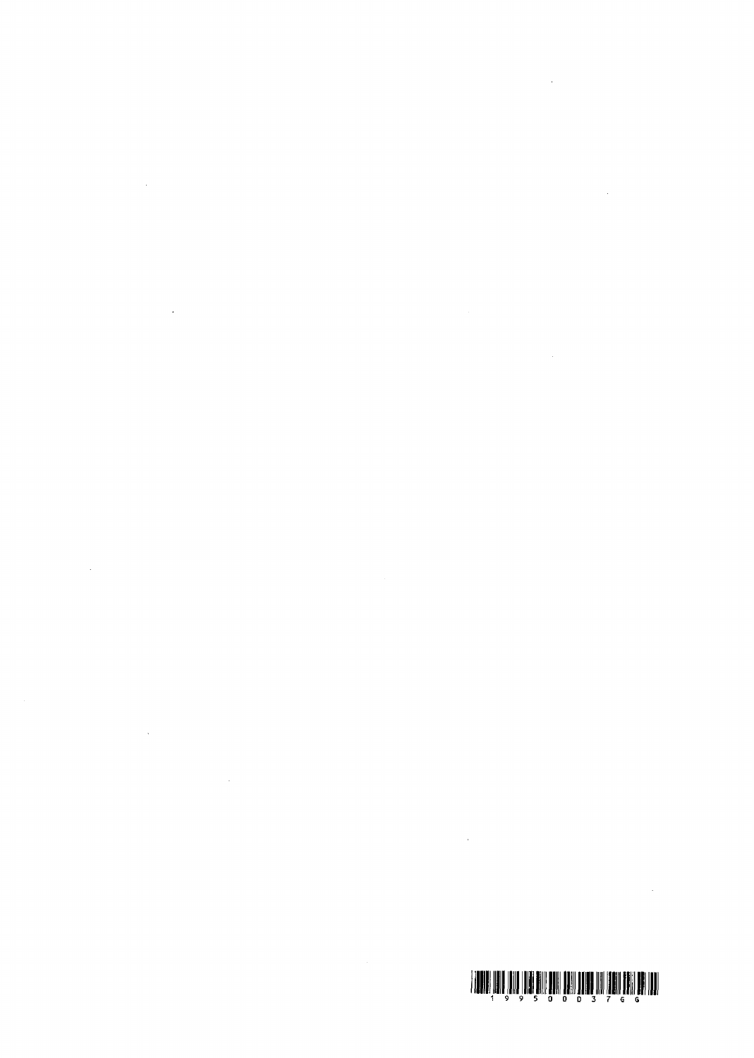1 9 9 5 0 0 0 3 7 6 6